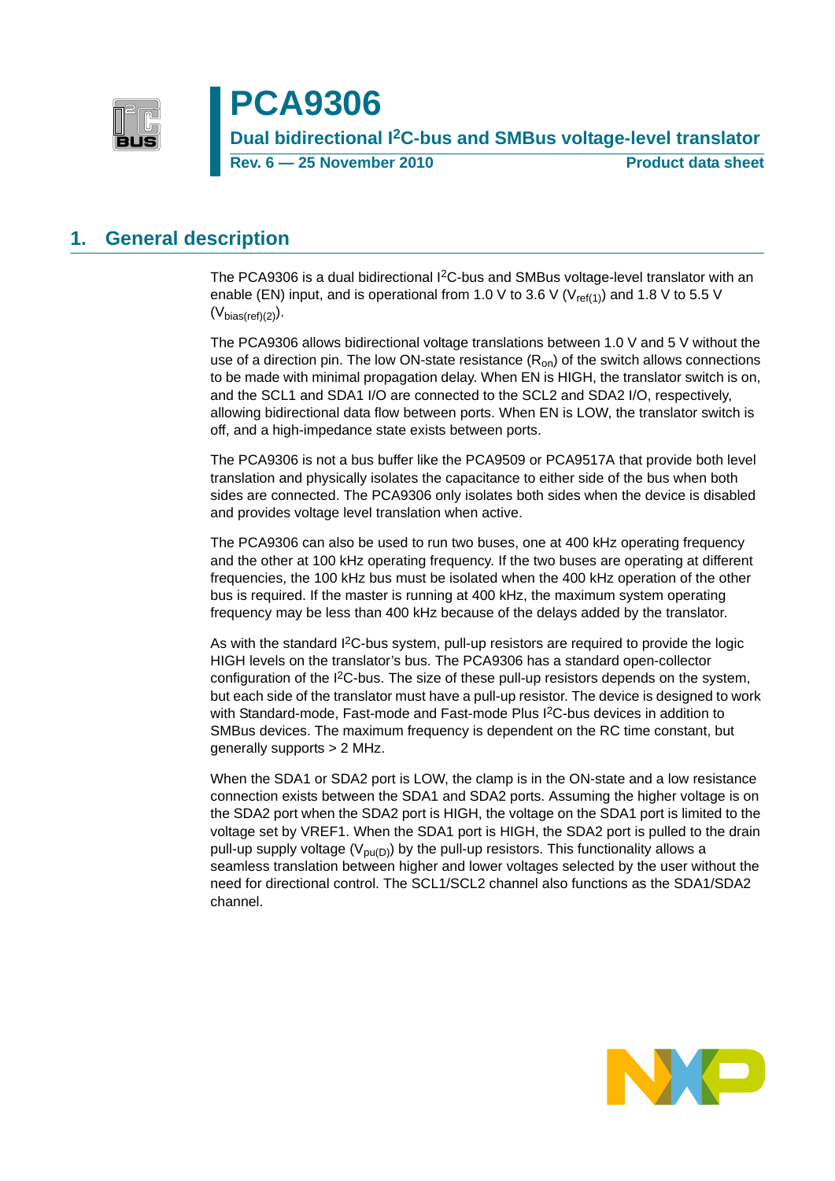# PCA9306

**Dual bidirectional I$^2$C-bus and SMBus voltage-level translator**

**Rev. 6 — 25 November 2010** **Product data sheet**

## 1. General description

The PCA9306 is a dual bidirectional I$^2$C-bus and SMBus voltage-level translator with an enable (EN) input, and is operational from 1.0 V to 3.6 V ($V_{ref(1)}$) and 1.8 V to 5.5 V ($V_{bias(ref)(2)}$).

The PCA9306 allows bidirectional voltage translations between 1.0 V and 5 V without the use of a direction pin. The low ON-state resistance ($R_{on}$) of the switch allows connections to be made with minimal propagation delay. When EN is HIGH, the translator switch is on, and the SCL1 and SDA1 I/O are connected to the SCL2 and SDA2 I/O, respectively, allowing bidirectional data flow between ports. When EN is LOW, the translator switch is off, and a high-impedance state exists between ports.

The PCA9306 is not a bus buffer like the PCA9509 or PCA9517A that provide both level translation and physically isolates the capacitance to either side of the bus when both sides are connected. The PCA9306 only isolates both sides when the device is disabled and provides voltage level translation when active.

The PCA9306 can also be used to run two buses, one at 400 kHz operating frequency and the other at 100 kHz operating frequency. If the two buses are operating at different frequencies, the 100 kHz bus must be isolated when the 400 kHz operation of the other bus is required. If the master is running at 400 kHz, the maximum system operating frequency may be less than 400 kHz because of the delays added by the translator.

As with the standard I$^2$C-bus system, pull-up resistors are required to provide the logic HIGH levels on the translator's bus. The PCA9306 has a standard open-collector configuration of the I$^2$C-bus. The size of these pull-up resistors depends on the system, but each side of the translator must have a pull-up resistor. The device is designed to work with Standard-mode, Fast-mode and Fast-mode Plus I$^2$C-bus devices in addition to SMBus devices. The maximum frequency is dependent on the RC time constant, but generally supports > 2 MHz.

When the SDA1 or SDA2 port is LOW, the clamp is in the ON-state and a low resistance connection exists between the SDA1 and SDA2 ports. Assuming the higher voltage is on the SDA2 port when the SDA2 port is HIGH, the voltage on the SDA1 port is limited to the voltage set by VREF1. When the SDA1 port is HIGH, the SDA2 port is pulled to the drain pull-up supply voltage ($V_{pu(D)}$) by the pull-up resistors. This functionality allows a seamless translation between higher and lower voltages selected by the user without the need for directional control. The SCL1/SCL2 channel also functions as the SDA1/SDA2 channel.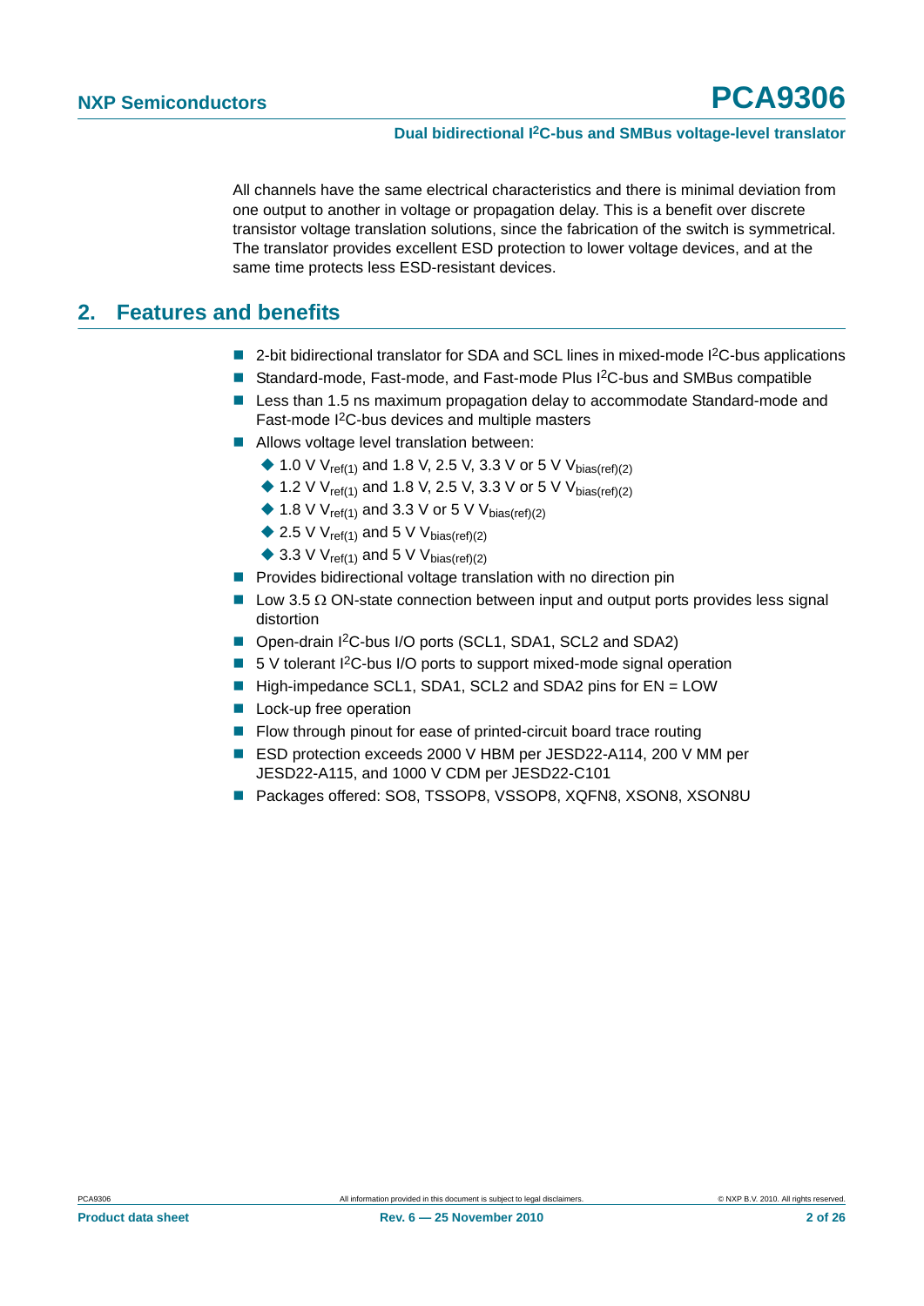All channels have the same electrical characteristics and there is minimal deviation from one output to another in voltage or propagation delay. This is a benefit over discrete transistor voltage translation solutions, since the fabrication of the switch is symmetrical. The translator provides excellent ESD protection to lower voltage devices, and at the same time protects less ESD-resistant devices.

## 2. Features and benefits

- 2-bit bidirectional translator for SDA and SCL lines in mixed-mode I2C-bus applications
- Standard-mode, Fast-mode, and Fast-mode Plus I2C-bus and SMBus compatible
- Less than 1.5 ns maximum propagation delay to accommodate Standard-mode and Fast-mode I2C-bus devices and multiple masters
- Allows voltage level translation between:
  - 1.0 V $V_{ref(1)}$ and 1.8 V, 2.5 V, 3.3 V or 5 V $V_{bias(ref)(2)}$
  - 1.2 V $V_{ref(1)}$ and 1.8 V, 2.5 V, 3.3 V or 5 V $V_{bias(ref)(2)}$
  - 1.8 V $V_{ref(1)}$ and 3.3 V or 5 V $V_{bias(ref)(2)}$
  - 2.5 V $V_{ref(1)}$ and 5 V $V_{bias(ref)(2)}$
  - 3.3 V $V_{ref(1)}$ and 5 V $V_{bias(ref)(2)}$
- Provides bidirectional voltage translation with no direction pin
- Low 3.5 Ω ON-state connection between input and output ports provides less signal distortion
- Open-drain I2C-bus I/O ports (SCL1, SDA1, SCL2 and SDA2)
- 5 V tolerant I2C-bus I/O ports to support mixed-mode signal operation
- High-impedance SCL1, SDA1, SCL2 and SDA2 pins for EN = LOW
- Lock-up free operation
- Flow through pinout for ease of printed-circuit board trace routing
- ESD protection exceeds 2000 V HBM per JESD22-A114, 200 V MM per JESD22-A115, and 1000 V CDM per JESD22-C101
- Packages offered: SO8, TSSOP8, VSSOP8, XQFN8, XSON8, XSON8U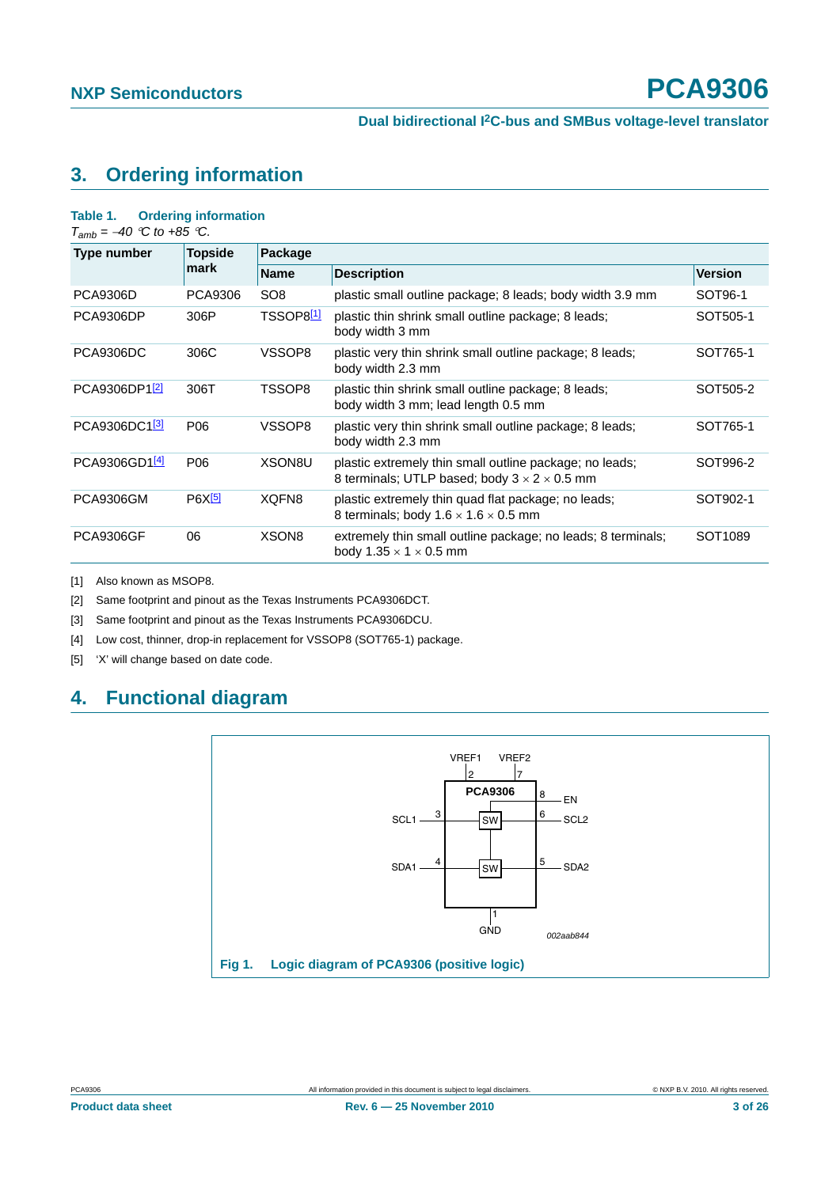## 3. Ordering information

**Table 1. Ordering information**

$T_{amb}$ = −40 °C to +85 °C.

| Type number | Topside mark | Package | | |
|---|---|---|---|---|
| | | Name | Description | Version |
| PCA9306D | PCA9306 | SO8 | plastic small outline package; 8 leads; body width 3.9 mm | SOT96-1 |
| PCA9306DP | 306P | TSSOP8[1] | plastic thin shrink small outline package; 8 leads; body width 3 mm | SOT505-1 |
| PCA9306DC | 306C | VSSOP8 | plastic very thin shrink small outline package; 8 leads; body width 2.3 mm | SOT765-1 |
| PCA9306DP1[2] | 306T | TSSOP8 | plastic thin shrink small outline package; 8 leads; body width 3 mm; lead length 0.5 mm | SOT505-2 |
| PCA9306DC1[3] | P06 | VSSOP8 | plastic very thin shrink small outline package; 8 leads; body width 2.3 mm | SOT765-1 |
| PCA9306GD1[4] | P06 | XSON8U | plastic extremely thin small outline package; no leads; 8 terminals; UTLP based; body 3 × 2 × 0.5 mm | SOT996-2 |
| PCA9306GM | P6X[5] | XQFN8 | plastic extremely thin quad flat package; no leads; 8 terminals; body 1.6 × 1.6 × 0.5 mm | SOT902-1 |
| PCA9306GF | 06 | XSON8 | extremely thin small outline package; no leads; 8 terminals; body 1.35 × 1 × 0.5 mm | SOT1089 |

[1] Also known as MSOP8.

[2] Same footprint and pinout as the Texas Instruments PCA9306DCT.

[3] Same footprint and pinout as the Texas Instruments PCA9306DCU.

[4] Low cost, thinner, drop-in replacement for VSSOP8 (SOT765-1) package.

[5] 'X' will change based on date code.

## 4. Functional diagram

VREF1 (2), VREF2 (7), PCA9306, EN (8), SCL1 (3), SW, SCL2 (6), SDA1 (4), SW, SDA2 (5), GND (1)

002aab844

**Fig 1. Logic diagram of PCA9306 (positive logic)**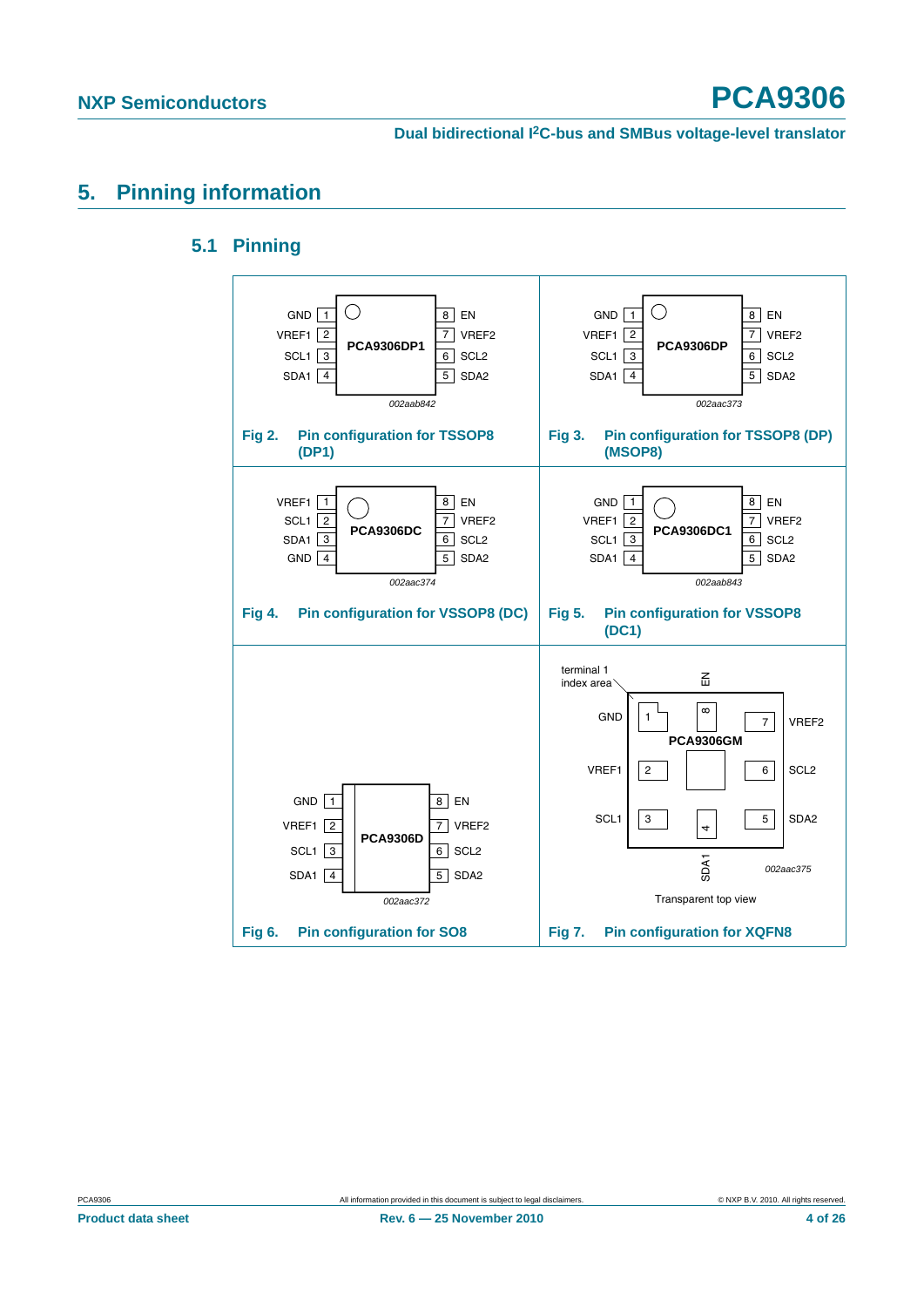## 5. Pinning information

### 5.1 Pinning

| Pin | Name | Pin | Name |
|---|---|---|---|
| 1 | GND | 8 | EN |
| 2 | VREF1 | 7 | VREF2 |
| 3 | SCL1 | 6 | SCL2 |
| 4 | SDA1 | 5 | SDA2 |

PCA9306DP1

002aab842

Fig 2. Pin configuration for TSSOP8 (DP1)

| Pin | Name | Pin | Name |
|---|---|---|---|
| 1 | GND | 8 | EN |
| 2 | VREF1 | 7 | VREF2 |
| 3 | SCL1 | 6 | SCL2 |
| 4 | SDA1 | 5 | SDA2 |

PCA9306DP

002aac373

Fig 3. Pin configuration for TSSOP8 (DP) (MSOP8)

| Pin | Name | Pin | Name |
|---|---|---|---|
| 1 | VREF1 | 8 | EN |
| 2 | SCL1 | 7 | VREF2 |
| 3 | SDA1 | 6 | SCL2 |
| 4 | GND | 5 | SDA2 |

PCA9306DC

002aac374

Fig 4. Pin configuration for VSSOP8 (DC)

| Pin | Name | Pin | Name |
|---|---|---|---|
| 1 | GND | 8 | EN |
| 2 | VREF1 | 7 | VREF2 |
| 3 | SCL1 | 6 | SCL2 |
| 4 | SDA1 | 5 | SDA2 |

PCA9306DC1

002aab843

Fig 5. Pin configuration for VSSOP8 (DC1)

| Pin | Name | Pin | Name |
|---|---|---|---|
| 1 | GND | 8 | EN |
| 2 | VREF1 | 7 | VREF2 |
| 3 | SCL1 | 6 | SCL2 |
| 4 | SDA1 | 5 | SDA2 |

PCA9306D

002aac372

Fig 6. Pin configuration for SO8

terminal 1 index area

| Pin | Name | Pin | Name |
|---|---|---|---|
| 1 | GND | 8 | EN |
| 2 | VREF1 | 7 | VREF2 |
| 3 | SCL1 | 6 | SCL2 |
| 4 | SDA1 | 5 | SDA2 |

PCA9306GM

002aac375

Transparent top view

Fig 7. Pin configuration for XQFN8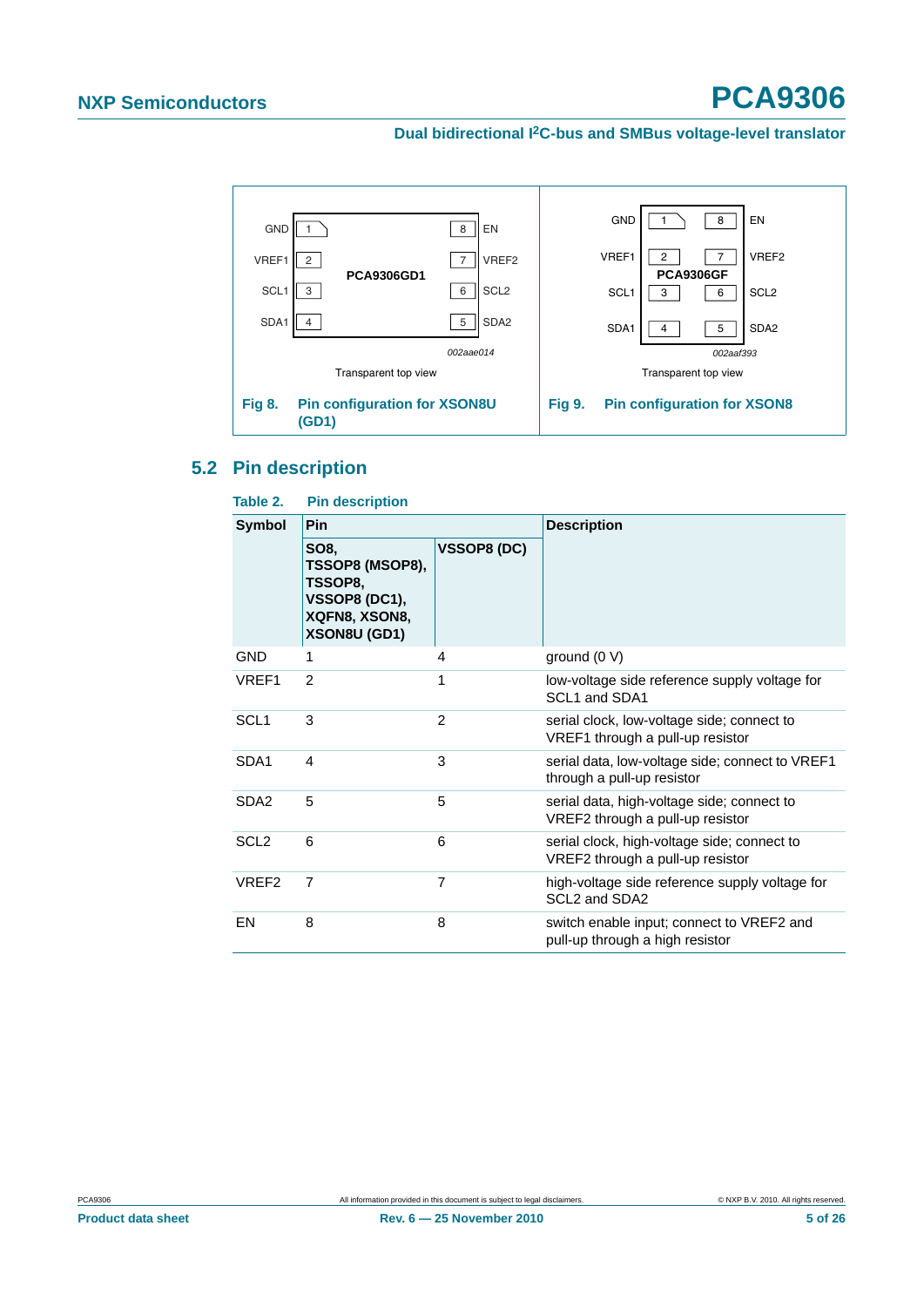| GND | 1 | | 8 | EN |
|---|---|---|---|---|
| VREF1 | 2 | PCA9306GD1 | 7 | VREF2 |
| SCL1 | 3 | | 6 | SCL2 |
| SDA1 | 4 | | 5 | SDA2 |

002aae014

Transparent top view

**Fig 8. Pin configuration for XSON8U (GD1)**

| GND | 1 | | 8 | EN |
|---|---|---|---|---|
| VREF1 | 2 | PCA9306GF | 7 | VREF2 |
| SCL1 | 3 | | 6 | SCL2 |
| SDA1 | 4 | | 5 | SDA2 |

002aaf393

Transparent top view

**Fig 9. Pin configuration for XSON8**

## 5.2 Pin description

**Table 2. Pin description**

| Symbol | Pin | | Description |
|---|---|---|---|
| | SO8, TSSOP8 (MSOP8), TSSOP8, VSSOP8 (DC1), XQFN8, XSON8, XSON8U (GD1) | VSSOP8 (DC) | |
| GND | 1 | 4 | ground (0 V) |
| VREF1 | 2 | 1 | low-voltage side reference supply voltage for SCL1 and SDA1 |
| SCL1 | 3 | 2 | serial clock, low-voltage side; connect to VREF1 through a pull-up resistor |
| SDA1 | 4 | 3 | serial data, low-voltage side; connect to VREF1 through a pull-up resistor |
| SDA2 | 5 | 5 | serial data, high-voltage side; connect to VREF2 through a pull-up resistor |
| SCL2 | 6 | 6 | serial clock, high-voltage side; connect to VREF2 through a pull-up resistor |
| VREF2 | 7 | 7 | high-voltage side reference supply voltage for SCL2 and SDA2 |
| EN | 8 | 8 | switch enable input; connect to VREF2 and pull-up through a high resistor |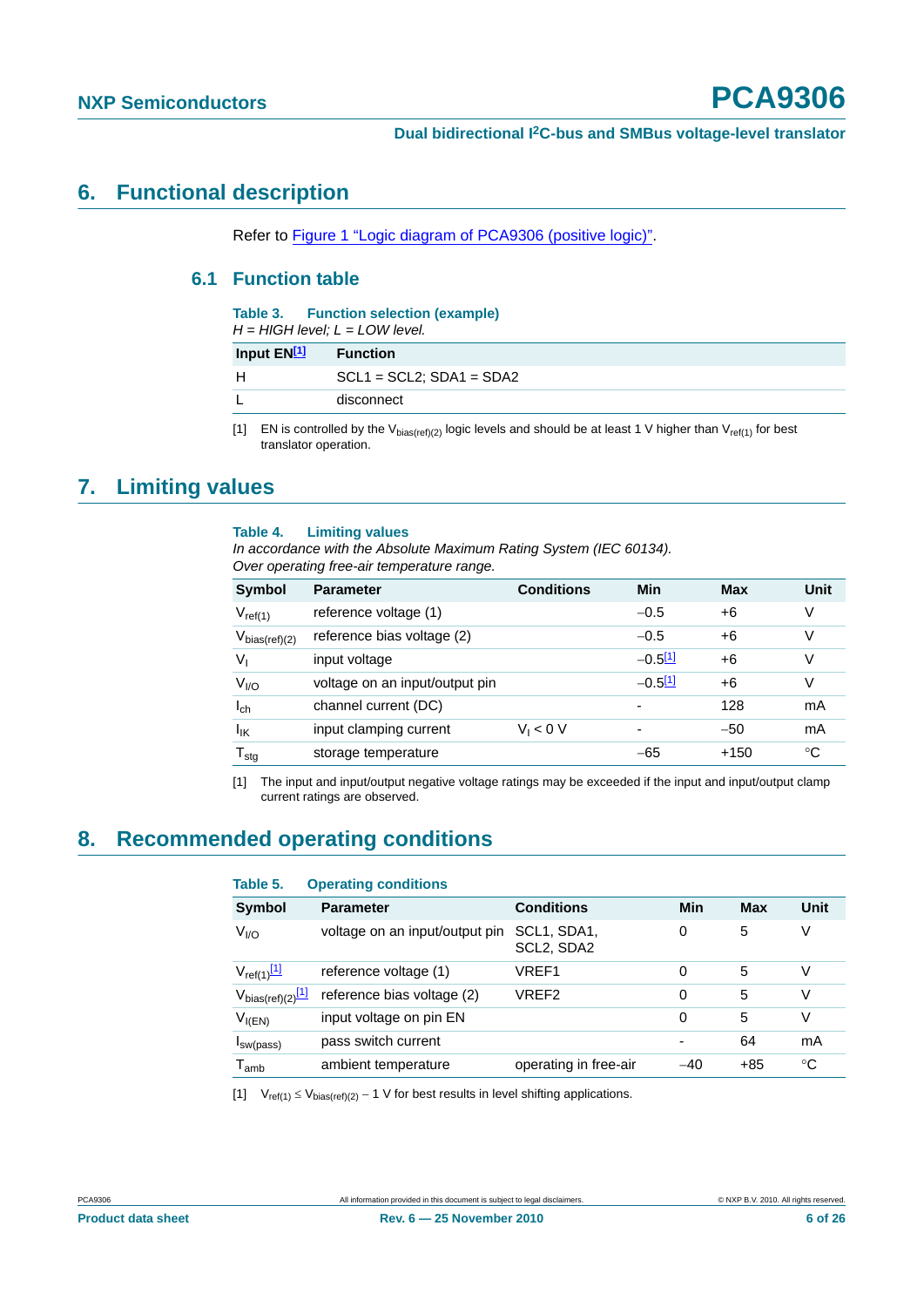# 6. Functional description

Refer to Figure 1 "Logic diagram of PCA9306 (positive logic)".

## 6.1 Function table

**Table 3. Function selection (example)**

*H = HIGH level; L = LOW level.*

| Input EN[1] | Function |
|---|---|
| H | SCL1 = SCL2; SDA1 = SDA2 |
| L | disconnect |

[1] EN is controlled by the $V_{bias(ref)(2)}$ logic levels and should be at least 1 V higher than $V_{ref(1)}$ for best translator operation.

# 7. Limiting values

**Table 4. Limiting values**

*In accordance with the Absolute Maximum Rating System (IEC 60134).*
*Over operating free-air temperature range.*

| Symbol | Parameter | Conditions | Min | Max | Unit |
|---|---|---|---|---|---|
| $V_{ref(1)}$ | reference voltage (1) | | −0.5 | +6 | V |
| $V_{bias(ref)(2)}$ | reference bias voltage (2) | | −0.5 | +6 | V |
| $V_I$ | input voltage | | −0.5[1] | +6 | V |
| $V_{I/O}$ | voltage on an input/output pin | | −0.5[1] | +6 | V |
| $I_{ch}$ | channel current (DC) | | - | 128 | mA |
| $I_{IK}$ | input clamping current | $V_I < 0$ V | - | −50 | mA |
| $T_{stg}$ | storage temperature | | −65 | +150 | °C |

[1] The input and input/output negative voltage ratings may be exceeded if the input and input/output clamp current ratings are observed.

# 8. Recommended operating conditions

**Table 5. Operating conditions**

| Symbol | Parameter | Conditions | Min | Max | Unit |
|---|---|---|---|---|---|
| $V_{I/O}$ | voltage on an input/output pin | SCL1, SDA1, SCL2, SDA2 | 0 | 5 | V |
| $V_{ref(1)}$[1] | reference voltage (1) | VREF1 | 0 | 5 | V |
| $V_{bias(ref)(2)}$[1] | reference bias voltage (2) | VREF2 | 0 | 5 | V |
| $V_{I(EN)}$ | input voltage on pin EN | | 0 | 5 | V |
| $I_{sw(pass)}$ | pass switch current | | - | 64 | mA |
| $T_{amb}$ | ambient temperature | operating in free-air | −40 | +85 | °C |

[1] $V_{ref(1)} \leq V_{bias(ref)(2)} - 1$ V for best results in level shifting applications.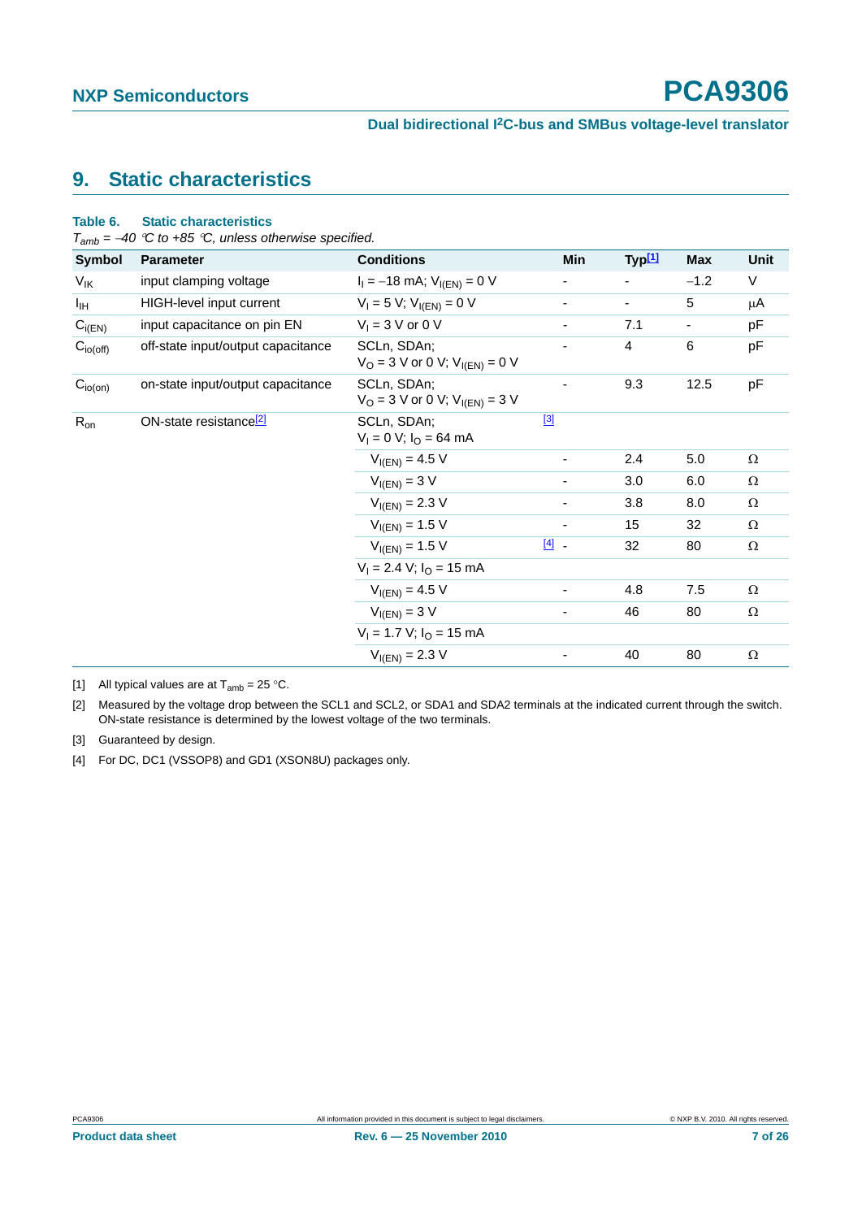## 9. Static characteristics

**Table 6. Static characteristics**

*$T_{amb}$ = −40 °C to +85 °C, unless otherwise specified.*

| Symbol | Parameter | Conditions | | Min | Typ[1] | Max | Unit |
|---|---|---|---|---|---|---|---|
| $V_{IK}$ | input clamping voltage | $I_I$ = −18 mA; $V_{I(EN)}$ = 0 V | | - | - | −1.2 | V |
| $I_{IH}$ | HIGH-level input current | $V_I$ = 5 V; $V_{I(EN)}$ = 0 V | | - | - | 5 | μA |
| $C_{i(EN)}$ | input capacitance on pin EN | $V_I$ = 3 V or 0 V | | - | 7.1 | - | pF |
| $C_{io(off)}$ | off-state input/output capacitance | SCLn, SDAn; $V_O$ = 3 V or 0 V; $V_{I(EN)}$ = 0 V | | - | 4 | 6 | pF |
| $C_{io(on)}$ | on-state input/output capacitance | SCLn, SDAn; $V_O$ = 3 V or 0 V; $V_{I(EN)}$ = 3 V | | - | 9.3 | 12.5 | pF |
| $R_{on}$ | ON-state resistance[2] | SCLn, SDAn; $V_I$ = 0 V; $I_O$ = 64 mA | [3] | | | | |
| | | $V_{I(EN)}$ = 4.5 V | | - | 2.4 | 5.0 | Ω |
| | | $V_{I(EN)}$ = 3 V | | - | 3.0 | 6.0 | Ω |
| | | $V_{I(EN)}$ = 2.3 V | | - | 3.8 | 8.0 | Ω |
| | | $V_{I(EN)}$ = 1.5 V | | - | 15 | 32 | Ω |
| | | $V_{I(EN)}$ = 1.5 V | [4] | - | 32 | 80 | Ω |
| | | $V_I$ = 2.4 V; $I_O$ = 15 mA | | | | | |
| | | $V_{I(EN)}$ = 4.5 V | | - | 4.8 | 7.5 | Ω |
| | | $V_{I(EN)}$ = 3 V | | - | 46 | 80 | Ω |
| | | $V_I$ = 1.7 V; $I_O$ = 15 mA | | | | | |
| | | $V_{I(EN)}$ = 2.3 V | | - | 40 | 80 | Ω |

[1] All typical values are at $T_{amb}$ = 25 °C.

[2] Measured by the voltage drop between the SCL1 and SCL2, or SDA1 and SDA2 terminals at the indicated current through the switch. ON-state resistance is determined by the lowest voltage of the two terminals.

[3] Guaranteed by design.

[4] For DC, DC1 (VSSOP8) and GD1 (XSON8U) packages only.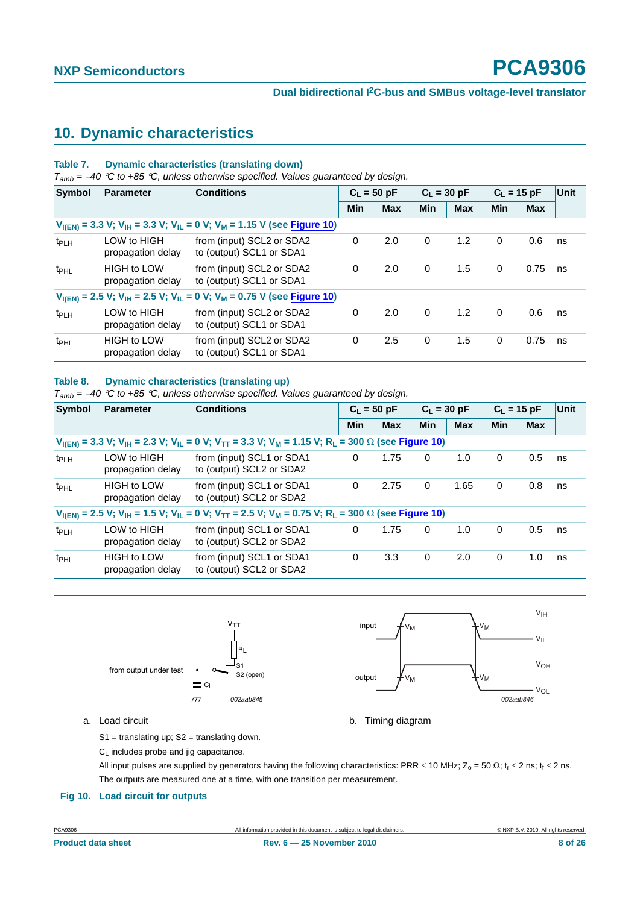## 10. Dynamic characteristics

**Table 7. Dynamic characteristics (translating down)**

*$T_{amb}$ = −40 °C to +85 °C, unless otherwise specified. Values guaranteed by design.*

| Symbol | Parameter | Conditions | $C_L$ = 50 pF | | $C_L$ = 30 pF | | $C_L$ = 15 pF | | Unit |
|---|---|---|---|---|---|---|---|---|---|
| | | | Min | Max | Min | Max | Min | Max | |
| **$V_{I(EN)}$ = 3.3 V; $V_{IH}$ = 3.3 V; $V_{IL}$ = 0 V; $V_M$ = 1.15 V (see Figure 10)** | | | | | | | | | |
| $t_{PLH}$ | LOW to HIGH propagation delay | from (input) SCL2 or SDA2 to (output) SCL1 or SDA1 | 0 | 2.0 | 0 | 1.2 | 0 | 0.6 | ns |
| $t_{PHL}$ | HIGH to LOW propagation delay | from (input) SCL2 or SDA2 to (output) SCL1 or SDA1 | 0 | 2.0 | 0 | 1.5 | 0 | 0.75 | ns |
| **$V_{I(EN)}$ = 2.5 V; $V_{IH}$ = 2.5 V; $V_{IL}$ = 0 V; $V_M$ = 0.75 V (see Figure 10)** | | | | | | | | | |
| $t_{PLH}$ | LOW to HIGH propagation delay | from (input) SCL2 or SDA2 to (output) SCL1 or SDA1 | 0 | 2.0 | 0 | 1.2 | 0 | 0.6 | ns |
| $t_{PHL}$ | HIGH to LOW propagation delay | from (input) SCL2 or SDA2 to (output) SCL1 or SDA1 | 0 | 2.5 | 0 | 1.5 | 0 | 0.75 | ns |

**Table 8. Dynamic characteristics (translating up)**

*$T_{amb}$ = −40 °C to +85 °C, unless otherwise specified. Values guaranteed by design.*

| Symbol | Parameter | Conditions | $C_L$ = 50 pF | | $C_L$ = 30 pF | | $C_L$ = 15 pF | | Unit |
|---|---|---|---|---|---|---|---|---|---|
| | | | Min | Max | Min | Max | Min | Max | |
| **$V_{I(EN)}$ = 3.3 V; $V_{IH}$ = 2.3 V; $V_{IL}$ = 0 V; $V_{TT}$ = 3.3 V; $V_M$ = 1.15 V; $R_L$ = 300 Ω (see Figure 10)** | | | | | | | | | |
| $t_{PLH}$ | LOW to HIGH propagation delay | from (input) SCL1 or SDA1 to (output) SCL2 or SDA2 | 0 | 1.75 | 0 | 1.0 | 0 | 0.5 | ns |
| $t_{PHL}$ | HIGH to LOW propagation delay | from (input) SCL1 or SDA1 to (output) SCL2 or SDA2 | 0 | 2.75 | 0 | 1.65 | 0 | 0.8 | ns |
| **$V_{I(EN)}$ = 2.5 V; $V_{IH}$ = 1.5 V; $V_{IL}$ = 0 V; $V_{TT}$ = 2.5 V; $V_M$ = 0.75 V; $R_L$ = 300 Ω (see Figure 10)** | | | | | | | | | |
| $t_{PLH}$ | LOW to HIGH propagation delay | from (input) SCL1 or SDA1 to (output) SCL2 or SDA2 | 0 | 1.75 | 0 | 1.0 | 0 | 0.5 | ns |
| $t_{PHL}$ | HIGH to LOW propagation delay | from (input) SCL1 or SDA1 to (output) SCL2 or SDA2 | 0 | 3.3 | 0 | 2.0 | 0 | 1.0 | ns |

a. Load circuit

b. Timing diagram

S1 = translating up; S2 = translating down.

$C_L$ includes probe and jig capacitance.

All input pulses are supplied by generators having the following characteristics: PRR ≤ 10 MHz; $Z_o$ = 50 Ω; $t_r$ ≤ 2 ns; $t_f$ ≤ 2 ns.

The outputs are measured one at a time, with one transition per measurement.

**Fig 10. Load circuit for outputs**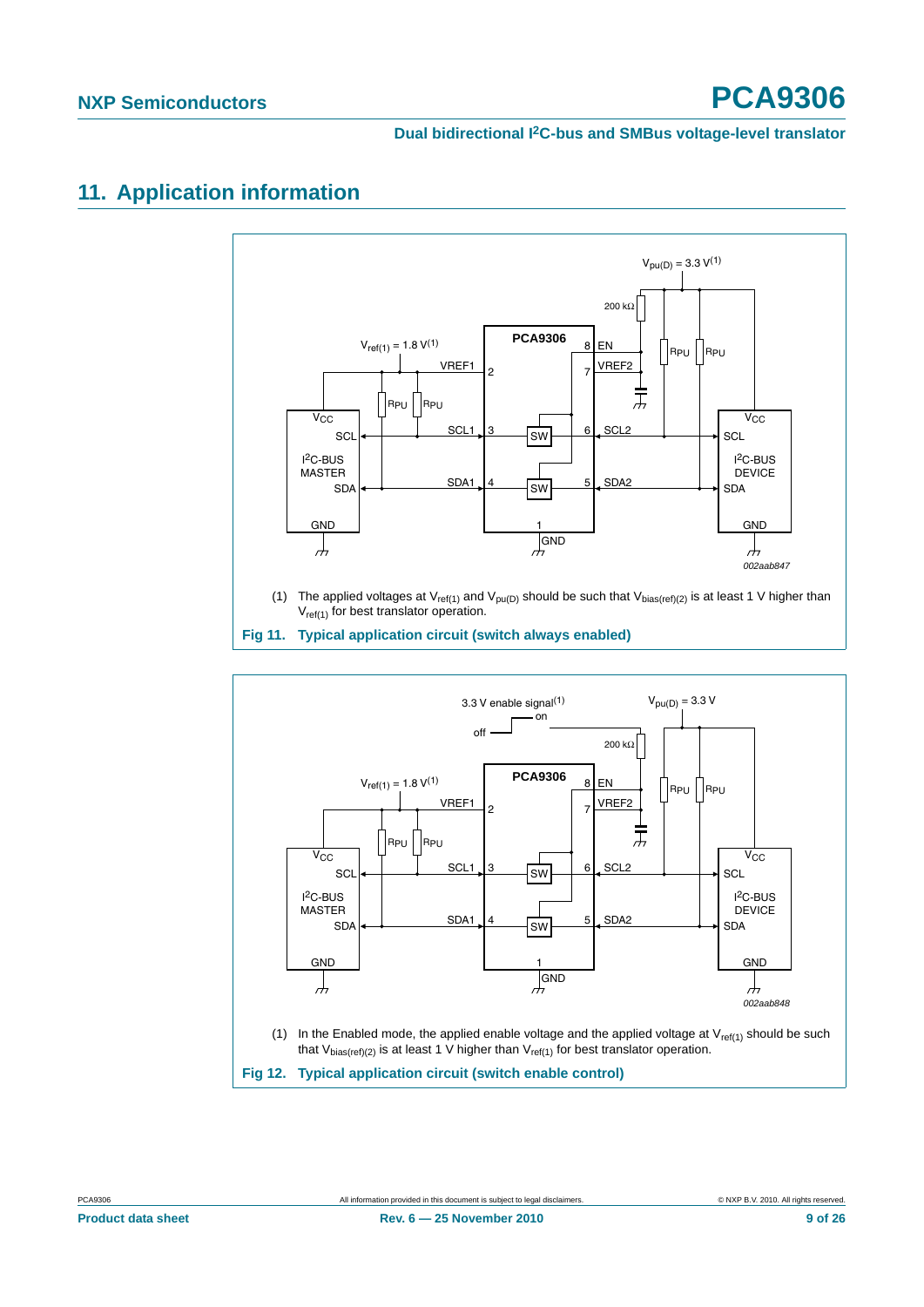# 11. Application information

(1) The applied voltages at $V_{ref(1)}$ and $V_{pu(D)}$ should be such that $V_{bias(ref)(2)}$ is at least 1 V higher than $V_{ref(1)}$ for best translator operation.

**Fig 11. Typical application circuit (switch always enabled)**

(1) In the Enabled mode, the applied enable voltage and the applied voltage at $V_{ref(1)}$ should be such that $V_{bias(ref)(2)}$ is at least 1 V higher than $V_{ref(1)}$ for best translator operation.

**Fig 12. Typical application circuit (switch enable control)**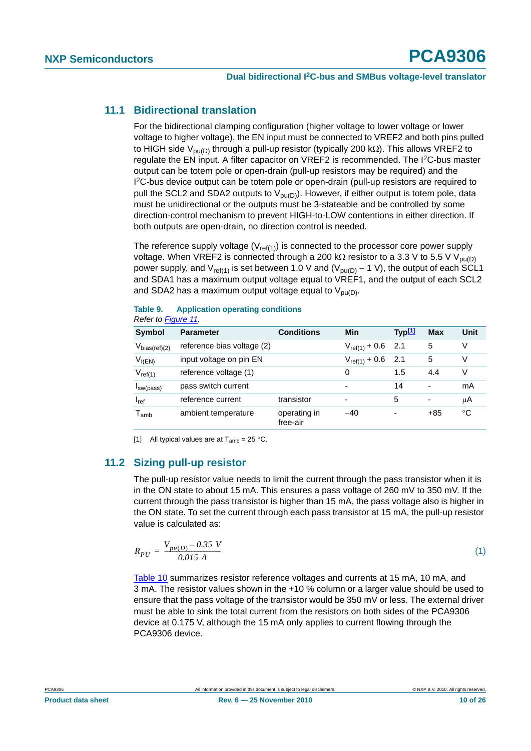### 11.1 Bidirectional translation

For the bidirectional clamping configuration (higher voltage to lower voltage or lower voltage to higher voltage), the EN input must be connected to VREF2 and both pins pulled to HIGH side $V_{pu(D)}$ through a pull-up resistor (typically 200 kΩ). This allows VREF2 to regulate the EN input. A filter capacitor on VREF2 is recommended. The I²C-bus master output can be totem pole or open-drain (pull-up resistors may be required) and the I²C-bus device output can be totem pole or open-drain (pull-up resistors are required to pull the SCL2 and SDA2 outputs to $V_{pu(D)}$). However, if either output is totem pole, data must be unidirectional or the outputs must be 3-stateable and be controlled by some direction-control mechanism to prevent HIGH-to-LOW contentions in either direction. If both outputs are open-drain, no direction control is needed.

The reference supply voltage ($V_{ref(1)}$) is connected to the processor core power supply voltage. When VREF2 is connected through a 200 kΩ resistor to a 3.3 V to 5.5 V $V_{pu(D)}$ power supply, and $V_{ref(1)}$ is set between 1.0 V and ($V_{pu(D)} - 1$ V), the output of each SCL1 and SDA1 has a maximum output voltage equal to VREF1, and the output of each SCL2 and SDA2 has a maximum output voltage equal to $V_{pu(D)}$.

**Table 9. Application operating conditions**
*Refer to Figure 11.*

| Symbol | Parameter | Conditions | Min | Typ[1] | Max | Unit |
|---|---|---|---|---|---|---|
| $V_{bias(ref)(2)}$ | reference bias voltage (2) | | $V_{ref(1)} + 0.6$ | 2.1 | 5 | V |
| $V_{I(EN)}$ | input voltage on pin EN | | $V_{ref(1)} + 0.6$ | 2.1 | 5 | V |
| $V_{ref(1)}$ | reference voltage (1) | | 0 | 1.5 | 4.4 | V |
| $I_{sw(pass)}$ | pass switch current | | - | 14 | - | mA |
| $I_{ref}$ | reference current | transistor | - | 5 | - | μA |
| $T_{amb}$ | ambient temperature | operating in free-air | −40 | - | +85 | °C |

[1] All typical values are at $T_{amb} = 25$ °C.

### 11.2 Sizing pull-up resistor

The pull-up resistor value needs to limit the current through the pass transistor when it is in the ON state to about 15 mA. This ensures a pass voltage of 260 mV to 350 mV. If the current through the pass transistor is higher than 15 mA, the pass voltage also is higher in the ON state. To set the current through each pass transistor at 15 mA, the pull-up resistor value is calculated as:

$$R_{PU} = \frac{V_{pu(D)} - 0.35\ V}{0.015\ A} \tag{1}$$

Table 10 summarizes resistor reference voltages and currents at 15 mA, 10 mA, and 3 mA. The resistor values shown in the +10 % column or a larger value should be used to ensure that the pass voltage of the transistor would be 350 mV or less. The external driver must be able to sink the total current from the resistors on both sides of the PCA9306 device at 0.175 V, although the 15 mA only applies to current flowing through the PCA9306 device.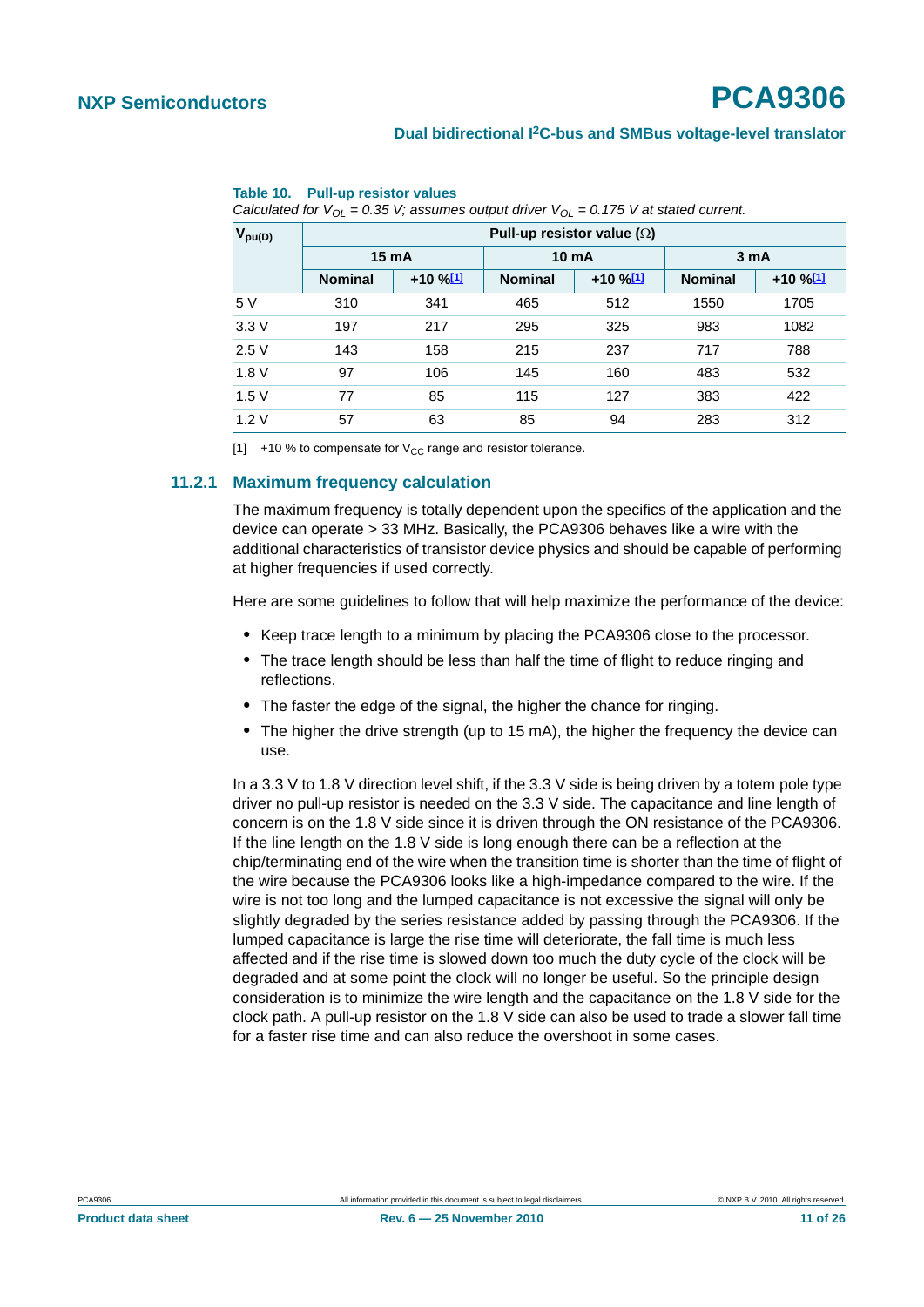**Table 10. Pull-up resistor values**

*Calculated for $V_{OL}$ = 0.35 V; assumes output driver $V_{OL}$ = 0.175 V at stated current.*

| $V_{pu(D)}$ | Pull-up resistor value (Ω) | | | | | |
|---|---|---|---|---|---|---|
| | 15 mA | | 10 mA | | 3 mA | |
| | Nominal | +10 %[1] | Nominal | +10 %[1] | Nominal | +10 %[1] |
| 5 V | 310 | 341 | 465 | 512 | 1550 | 1705 |
| 3.3 V | 197 | 217 | 295 | 325 | 983 | 1082 |
| 2.5 V | 143 | 158 | 215 | 237 | 717 | 788 |
| 1.8 V | 97 | 106 | 145 | 160 | 483 | 532 |
| 1.5 V | 77 | 85 | 115 | 127 | 383 | 422 |
| 1.2 V | 57 | 63 | 85 | 94 | 283 | 312 |

[1] +10 % to compensate for $V_{CC}$ range and resistor tolerance.

### 11.2.1 Maximum frequency calculation

The maximum frequency is totally dependent upon the specifics of the application and the device can operate > 33 MHz. Basically, the PCA9306 behaves like a wire with the additional characteristics of transistor device physics and should be capable of performing at higher frequencies if used correctly.

Here are some guidelines to follow that will help maximize the performance of the device:

- Keep trace length to a minimum by placing the PCA9306 close to the processor.
- The trace length should be less than half the time of flight to reduce ringing and reflections.
- The faster the edge of the signal, the higher the chance for ringing.
- The higher the drive strength (up to 15 mA), the higher the frequency the device can use.

In a 3.3 V to 1.8 V direction level shift, if the 3.3 V side is being driven by a totem pole type driver no pull-up resistor is needed on the 3.3 V side. The capacitance and line length of concern is on the 1.8 V side since it is driven through the ON resistance of the PCA9306. If the line length on the 1.8 V side is long enough there can be a reflection at the chip/terminating end of the wire when the transition time is shorter than the time of flight of the wire because the PCA9306 looks like a high-impedance compared to the wire. If the wire is not too long and the lumped capacitance is not excessive the signal will only be slightly degraded by the series resistance added by passing through the PCA9306. If the lumped capacitance is large the rise time will deteriorate, the fall time is much less affected and if the rise time is slowed down too much the duty cycle of the clock will be degraded and at some point the clock will no longer be useful. So the principle design consideration is to minimize the wire length and the capacitance on the 1.8 V side for the clock path. A pull-up resistor on the 1.8 V side can also be used to trade a slower fall time for a faster rise time and can also reduce the overshoot in some cases.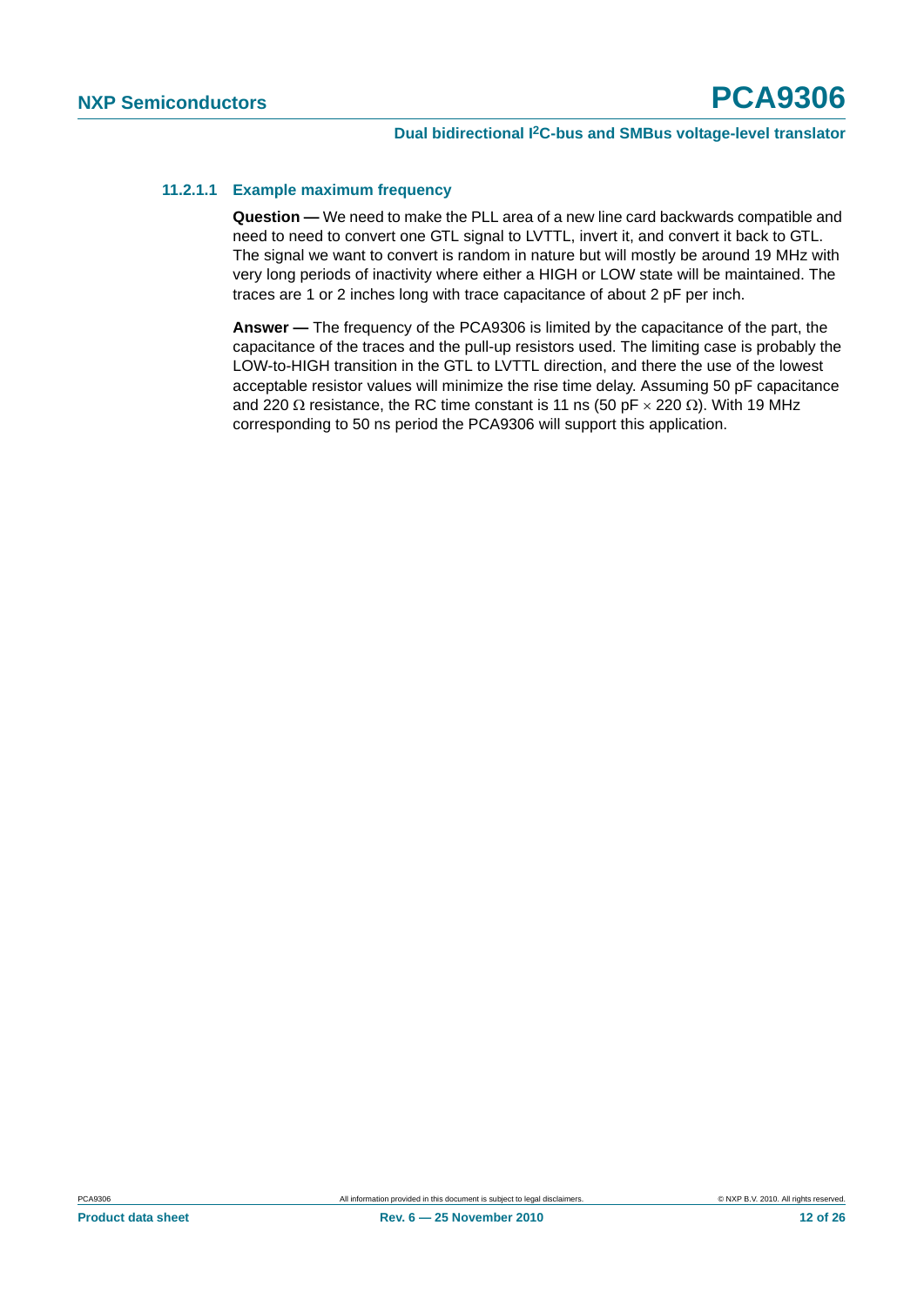#### 11.2.1.1 Example maximum frequency

**Question —** We need to make the PLL area of a new line card backwards compatible and need to need to convert one GTL signal to LVTTL, invert it, and convert it back to GTL. The signal we want to convert is random in nature but will mostly be around 19 MHz with very long periods of inactivity where either a HIGH or LOW state will be maintained. The traces are 1 or 2 inches long with trace capacitance of about 2 pF per inch.

**Answer —** The frequency of the PCA9306 is limited by the capacitance of the part, the capacitance of the traces and the pull-up resistors used. The limiting case is probably the LOW-to-HIGH transition in the GTL to LVTTL direction, and there the use of the lowest acceptable resistor values will minimize the rise time delay. Assuming 50 pF capacitance and 220 Ω resistance, the RC time constant is 11 ns (50 pF × 220 Ω). With 19 MHz corresponding to 50 ns period the PCA9306 will support this application.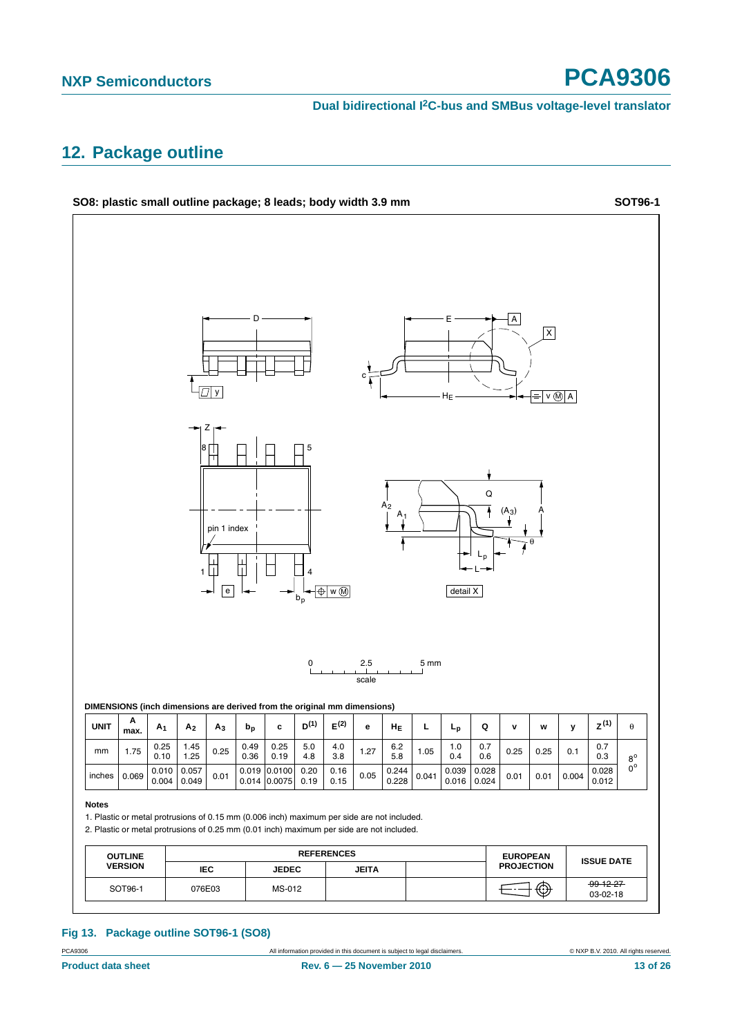## 12. Package outline

**SO8: plastic small outline package; 8 leads; body width 3.9 mm** **SOT96-1**

**DIMENSIONS (inch dimensions are derived from the original mm dimensions)**

| UNIT | A max. | $A_1$ | $A_2$ | $A_3$ | $b_p$ | c | D(1) | E(2) | e | $H_E$ | L | $L_p$ | Q | v | w | y | Z(1) | θ |
|---|---|---|---|---|---|---|---|---|---|---|---|---|---|---|---|---|---|---|
| mm | 1.75 | 0.25<br>0.10 | 1.45<br>1.25 | 0.25 | 0.49<br>0.36 | 0.25<br>0.19 | 5.0<br>4.8 | 4.0<br>3.8 | 1.27 | 6.2<br>5.8 | 1.05 | 1.0<br>0.4 | 0.7<br>0.6 | 0.25 | 0.25 | 0.1 | 0.7<br>0.3 | 8°<br>0° |
| inches | 0.069 | 0.010<br>0.004 | 0.057<br>0.049 | 0.01 | 0.019<br>0.014 | 0.0100<br>0.0075 | 0.20<br>0.19 | 0.16<br>0.15 | 0.05 | 0.244<br>0.228 | 0.041 | 0.039<br>0.016 | 0.028<br>0.024 | 0.01 | 0.01 | 0.004 | 0.028<br>0.012 | |

**Notes**

1. Plastic or metal protrusions of 0.15 mm (0.006 inch) maximum per side are not included.
2. Plastic or metal protrusions of 0.25 mm (0.01 inch) maximum per side are not included.

| OUTLINE VERSION | REFERENCES | | | | EUROPEAN PROJECTION | ISSUE DATE |
|---|---|---|---|---|---|---|
| | IEC | JEDEC | JEITA | | | |
| SOT96-1 | 076E03 | MS-012 | | | | ~~99-12-27~~<br>03-02-18 |

**Fig 13. Package outline SOT96-1 (SO8)**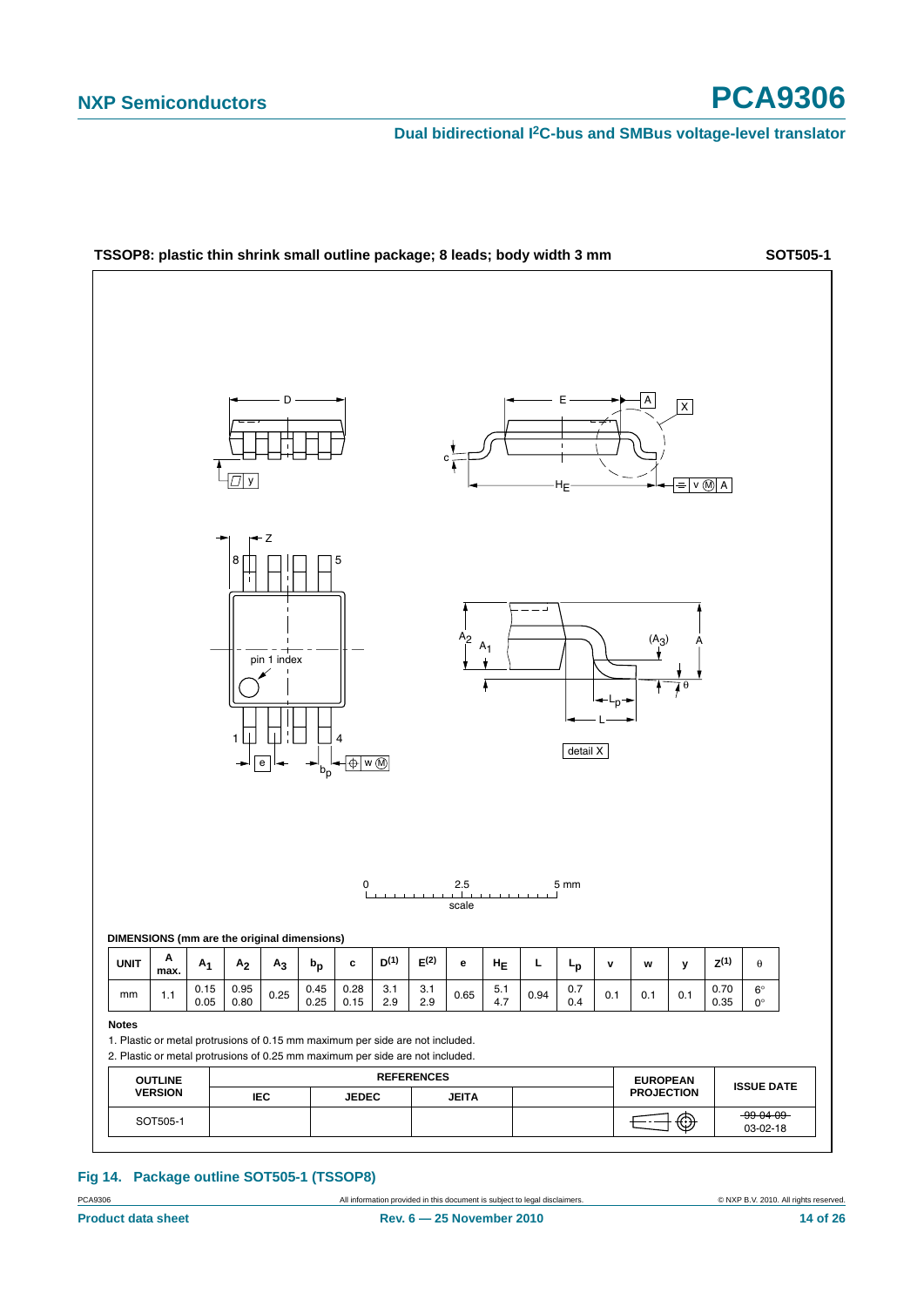**TSSOP8: plastic thin shrink small outline package; 8 leads; body width 3 mm** **SOT505-1**

**DIMENSIONS (mm are the original dimensions)**

| UNIT | A max. | $A_1$ | $A_2$ | $A_3$ | $b_p$ | c | $D^{(1)}$ | $E^{(2)}$ | e | $H_E$ | L | $L_p$ | v | w | y | $Z^{(1)}$ | θ |
|---|---|---|---|---|---|---|---|---|---|---|---|---|---|---|---|---|---|
| mm | 1.1 | 0.15<br>0.05 | 0.95<br>0.80 | 0.25 | 0.45<br>0.25 | 0.28<br>0.15 | 3.1<br>2.9 | 3.1<br>2.9 | 0.65 | 5.1<br>4.7 | 0.94 | 0.7<br>0.4 | 0.1 | 0.1 | 0.1 | 0.70<br>0.35 | 6°<br>0° |

**Notes**

1. Plastic or metal protrusions of 0.15 mm maximum per side are not included.
2. Plastic or metal protrusions of 0.25 mm maximum per side are not included.

| OUTLINE VERSION | REFERENCES | | | | EUROPEAN PROJECTION | ISSUE DATE |
|---|---|---|---|---|---|---|
| | IEC | JEDEC | JEITA | | | |
| SOT505-1 | | | | | | ~~99-04-09~~<br>03-02-18 |

**Fig 14. Package outline SOT505-1 (TSSOP8)**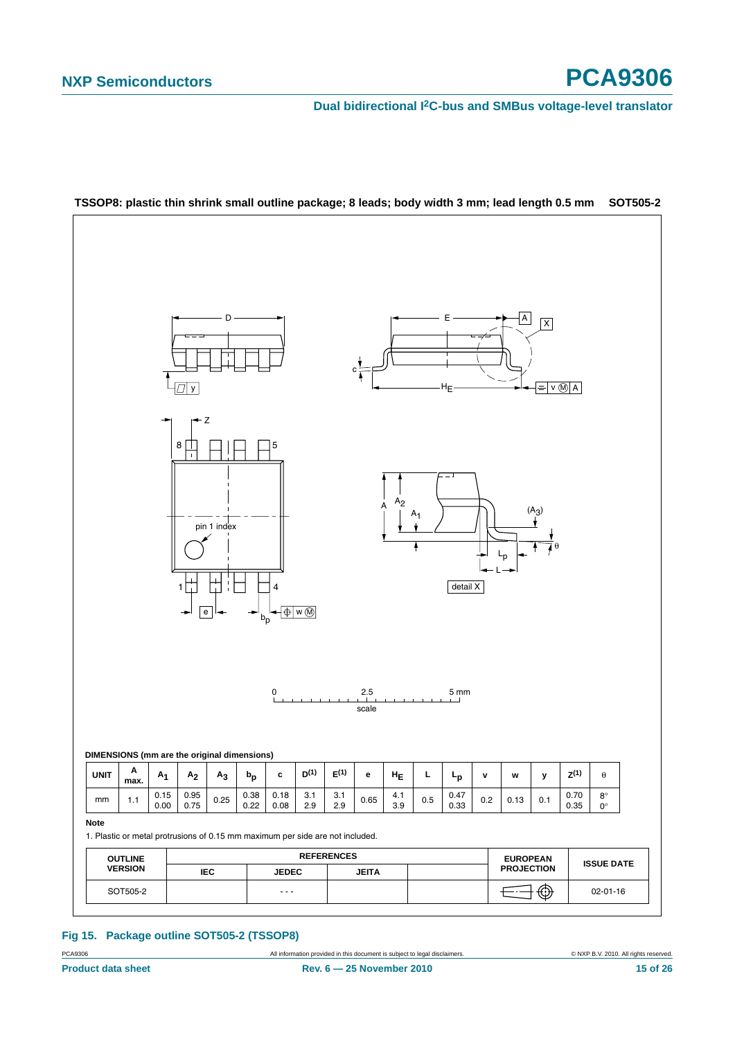**TSSOP8: plastic thin shrink small outline package; 8 leads; body width 3 mm; lead length 0.5 mm** **SOT505-2**

DIMENSIONS (mm are the original dimensions)

| UNIT | A max. | $A_1$ | $A_2$ | $A_3$ | $b_p$ | c | $D^{(1)}$ | $E^{(1)}$ | e | $H_E$ | L | $L_p$ | v | w | y | $Z^{(1)}$ | θ |
|---|---|---|---|---|---|---|---|---|---|---|---|---|---|---|---|---|---|
| mm | 1.1 | 0.15<br>0.00 | 0.95<br>0.75 | 0.25 | 0.38<br>0.22 | 0.18<br>0.08 | 3.1<br>2.9 | 3.1<br>2.9 | 0.65 | 4.1<br>3.9 | 0.5 | 0.47<br>0.33 | 0.2 | 0.13 | 0.1 | 0.70<br>0.35 | 8°<br>0° |

**Note**

1. Plastic or metal protrusions of 0.15 mm maximum per side are not included.

| OUTLINE VERSION | REFERENCES | | | | EUROPEAN PROJECTION | ISSUE DATE |
|---|---|---|---|---|---|---|
| | IEC | JEDEC | JEITA | | | |
| SOT505-2 | | - - - | | | | 02-01-16 |

**Fig 15. Package outline SOT505-2 (TSSOP8)**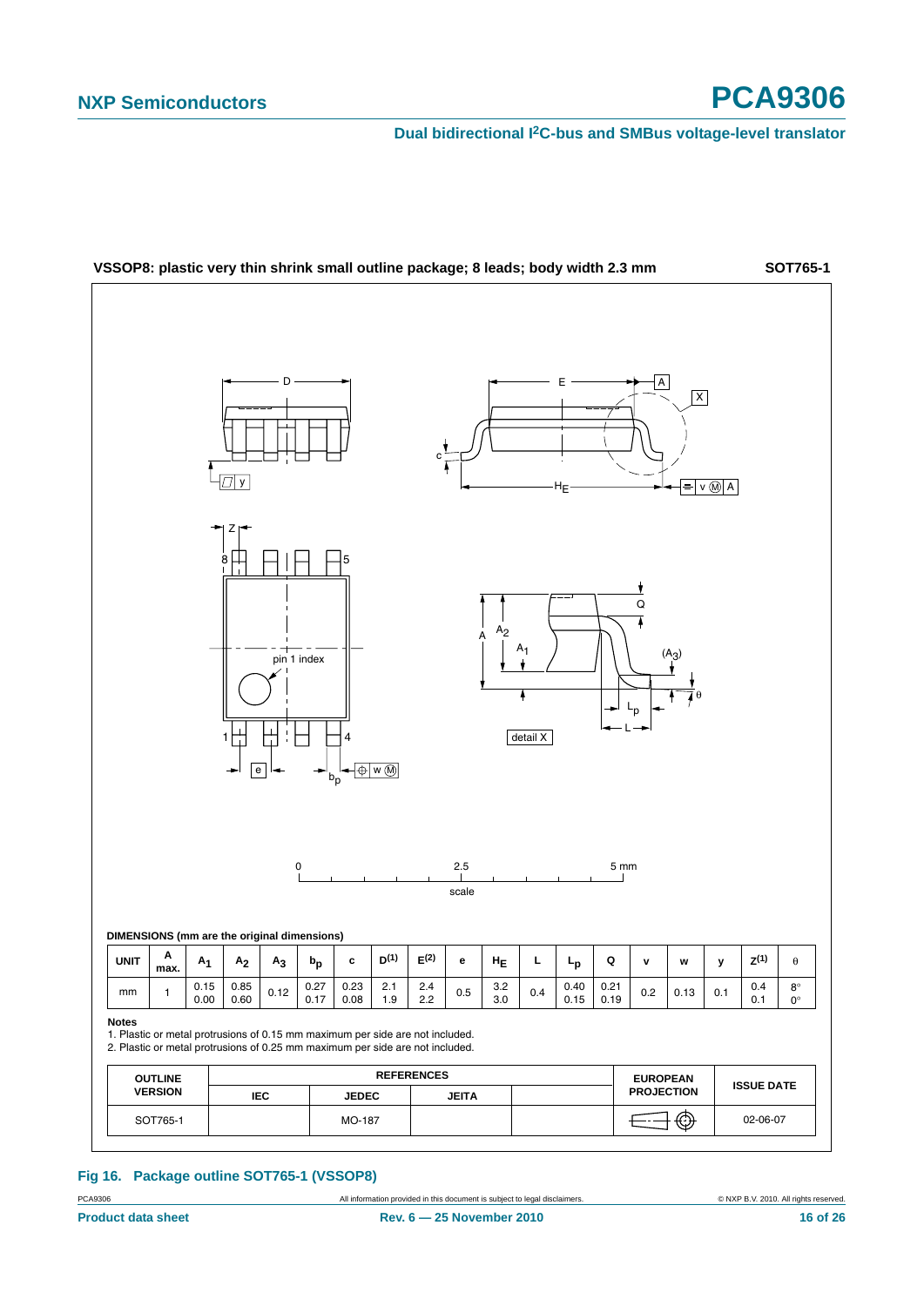**VSSOP8: plastic very thin shrink small outline package; 8 leads; body width 2.3 mm** **SOT765-1**

**DIMENSIONS (mm are the original dimensions)**

| UNIT | A max. | $A_1$ | $A_2$ | $A_3$ | $b_p$ | c | $D^{(1)}$ | $E^{(2)}$ | e | $H_E$ | L | $L_p$ | Q | v | w | y | $Z^{(1)}$ | θ |
|---|---|---|---|---|---|---|---|---|---|---|---|---|---|---|---|---|---|---|
| mm | 1 | 0.15<br>0.00 | 0.85<br>0.60 | 0.12 | 0.27<br>0.17 | 0.23<br>0.08 | 2.1<br>1.9 | 2.4<br>2.2 | 0.5 | 3.2<br>3.0 | 0.4 | 0.40<br>0.15 | 0.21<br>0.19 | 0.2 | 0.13 | 0.1 | 0.4<br>0.1 | 8°<br>0° |

**Notes**

1. Plastic or metal protrusions of 0.15 mm maximum per side are not included.
2. Plastic or metal protrusions of 0.25 mm maximum per side are not included.

| OUTLINE VERSION | REFERENCES | | | | EUROPEAN PROJECTION | ISSUE DATE |
|---|---|---|---|---|---|---|
| | IEC | JEDEC | JEITA | | | |
| SOT765-1 | | MO-187 | | | | 02-06-07 |

**Fig 16. Package outline SOT765-1 (VSSOP8)**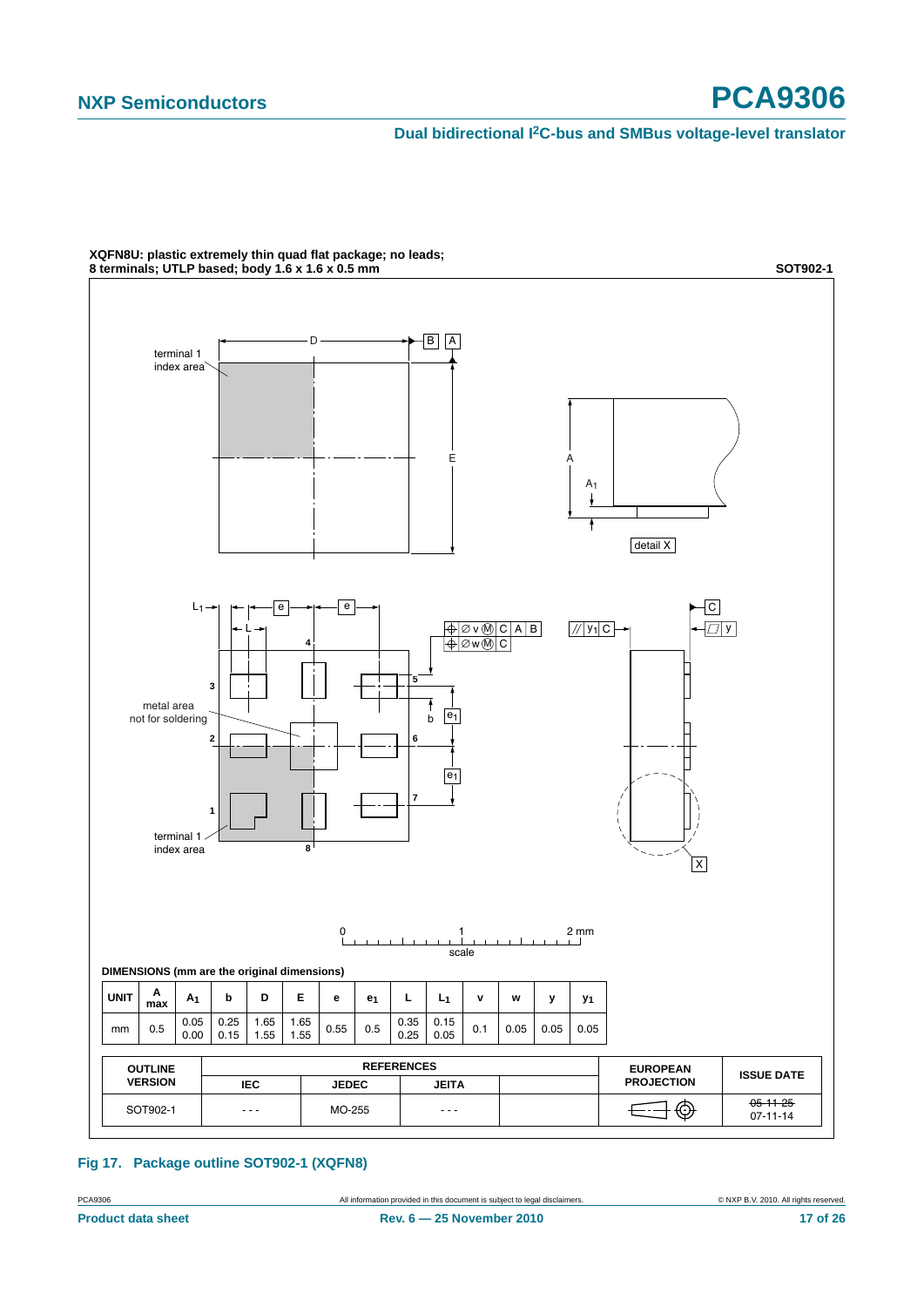**XQFN8U: plastic extremely thin quad flat package; no leads; 8 terminals; UTLP based; body 1.6 x 1.6 x 0.5 mm** **SOT902-1**

**DIMENSIONS (mm are the original dimensions)**

| UNIT | A max | $A_1$ | b | D | E | e | $e_1$ | L | $L_1$ | v | w | y | $y_1$ |
|---|---|---|---|---|---|---|---|---|---|---|---|---|---|
| mm | 0.5 | 0.05<br>0.00 | 0.25<br>0.15 | 1.65<br>1.55 | 1.65<br>1.55 | 0.55 | 0.5 | 0.35<br>0.25 | 0.15<br>0.05 | 0.1 | 0.05 | 0.05 | 0.05 |

| OUTLINE VERSION | REFERENCES | | | | EUROPEAN PROJECTION | ISSUE DATE |
|---|---|---|---|---|---|---|
| | IEC | JEDEC | JEITA | | | |
| SOT902-1 | - - - | MO-255 | - - - | | | ~~05-11-25~~<br>07-11-14 |

**Fig 17. Package outline SOT902-1 (XQFN8)**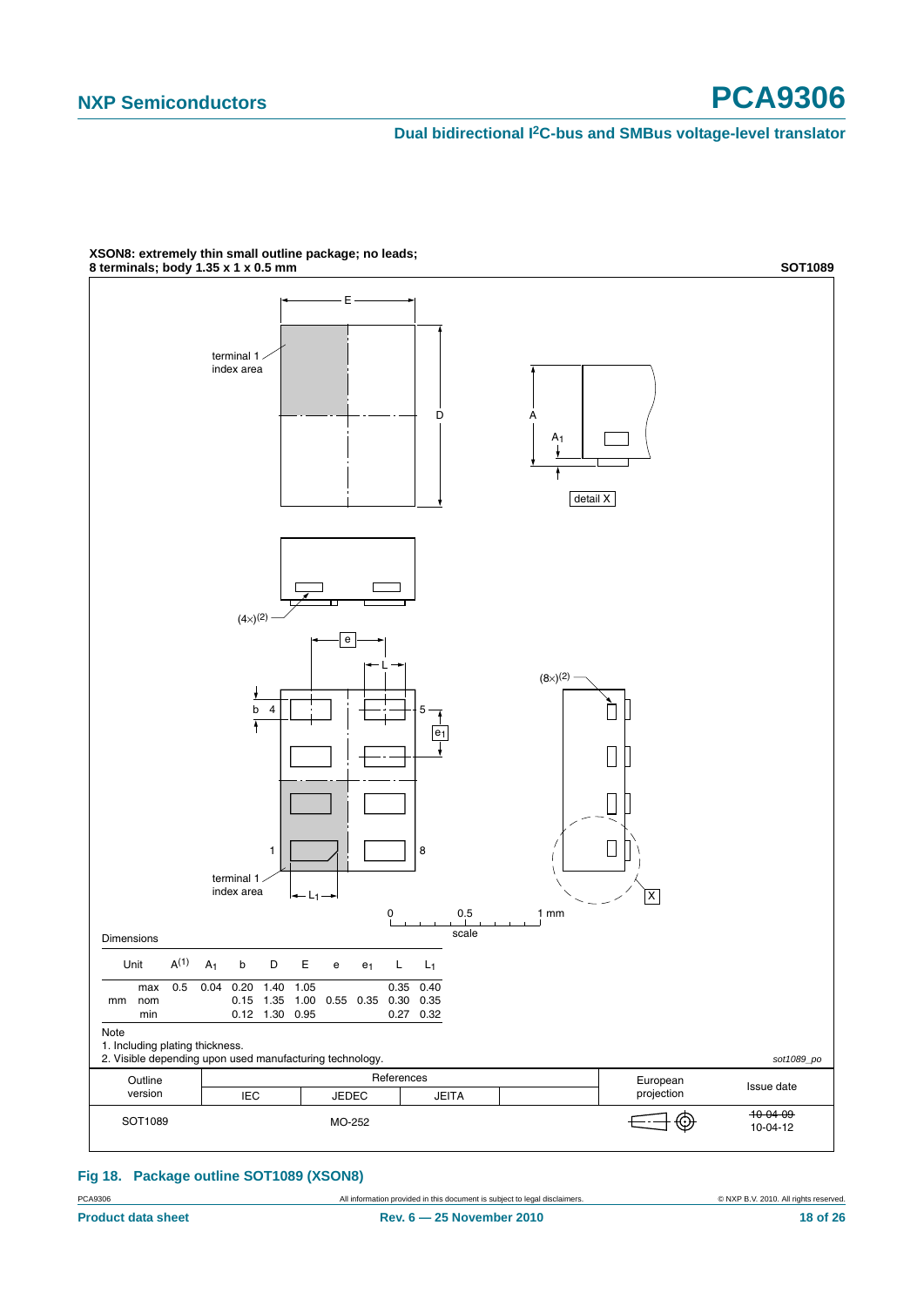**XSON8: extremely thin small outline package; no leads; 8 terminals; body 1.35 x 1 x 0.5 mm** **SOT1089**

Dimensions

| Unit | | $A^{(1)}$ | $A_1$ | b | D | E | e | $e_1$ | L | $L_1$ |
|---|---|---|---|---|---|---|---|---|---|---|
| mm | max | 0.5 | 0.04 | 0.20 | 1.40 | 1.05 | | | 0.35 | 0.40 |
| | nom | | | 0.15 | 1.35 | 1.00 | 0.55 | 0.35 | 0.30 | 0.35 |
| | min | | | 0.12 | 1.30 | 0.95 | | | 0.27 | 0.32 |

Note

1. Including plating thickness.
2. Visible depending upon used manufacturing technology.

sot1089_po

| Outline version | References | | | | European projection | Issue date |
|---|---|---|---|---|---|---|
| | IEC | JEDEC | JEITA | | | |
| SOT1089 | | MO-252 | | | | ~~10-04-09~~ 10-04-12 |

**Fig 18. Package outline SOT1089 (XSON8)**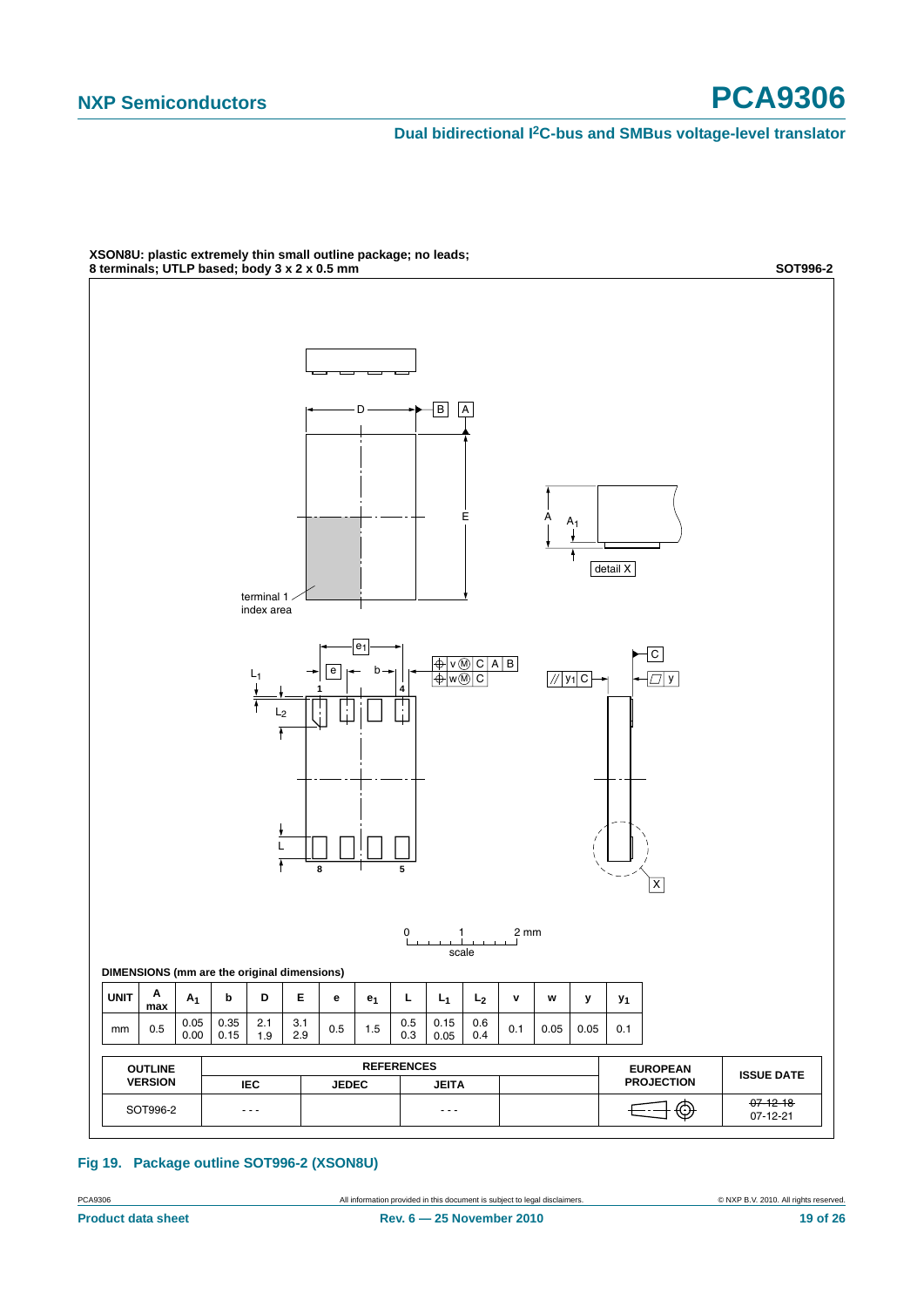**XSON8U: plastic extremely thin small outline package; no leads; 8 terminals; UTLP based; body 3 x 2 x 0.5 mm** **SOT996-2**

**DIMENSIONS (mm are the original dimensions)**

| UNIT | A max | $A_1$ | b | D | E | e | $e_1$ | L | $L_1$ | $L_2$ | v | w | y | $y_1$ |
|---|---|---|---|---|---|---|---|---|---|---|---|---|---|---|
| mm | 0.5 | 0.05<br>0.00 | 0.35<br>0.15 | 2.1<br>1.9 | 3.1<br>2.9 | 0.5 | 1.5 | 0.5<br>0.3 | 0.15<br>0.05 | 0.6<br>0.4 | 0.1 | 0.05 | 0.05 | 0.1 |

| OUTLINE VERSION | REFERENCES | | | | EUROPEAN PROJECTION | ISSUE DATE |
|---|---|---|---|---|---|---|
| | IEC | JEDEC | JEITA | | | |
| SOT996-2 | - - - | | - - - | | | ~~07-12-18~~<br>07-12-21 |

**Fig 19. Package outline SOT996-2 (XSON8U)**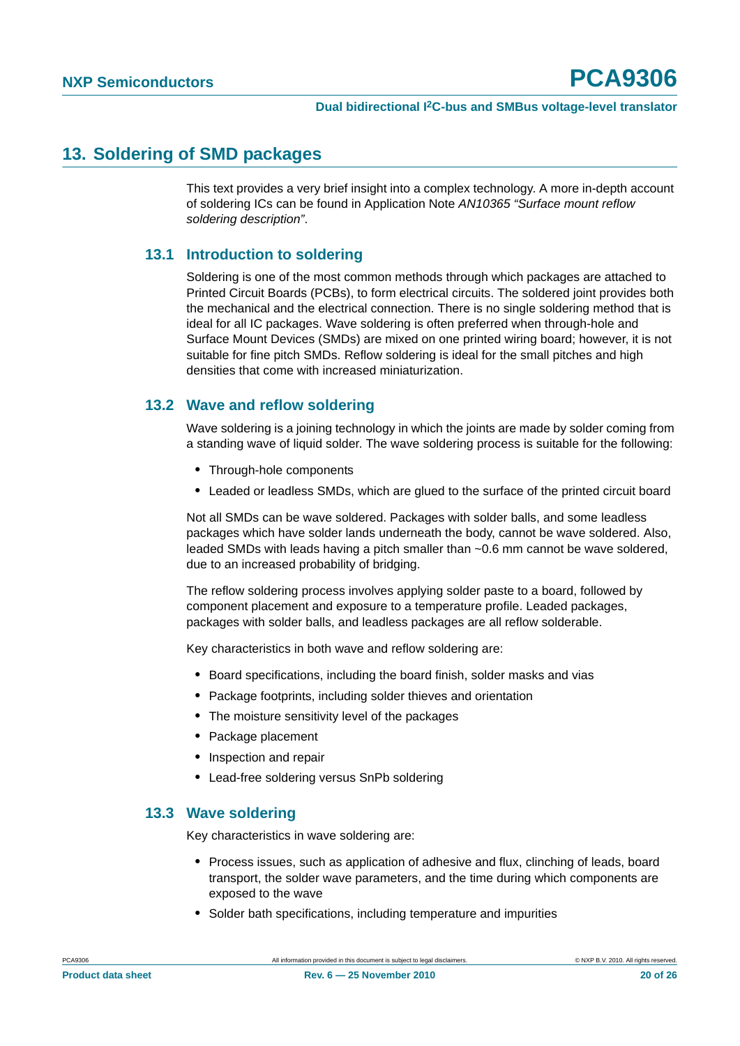## 13. Soldering of SMD packages

This text provides a very brief insight into a complex technology. A more in-depth account of soldering ICs can be found in Application Note *AN10365 “Surface mount reflow soldering description”*.

### 13.1 Introduction to soldering

Soldering is one of the most common methods through which packages are attached to Printed Circuit Boards (PCBs), to form electrical circuits. The soldered joint provides both the mechanical and the electrical connection. There is no single soldering method that is ideal for all IC packages. Wave soldering is often preferred when through-hole and Surface Mount Devices (SMDs) are mixed on one printed wiring board; however, it is not suitable for fine pitch SMDs. Reflow soldering is ideal for the small pitches and high densities that come with increased miniaturization.

### 13.2 Wave and reflow soldering

Wave soldering is a joining technology in which the joints are made by solder coming from a standing wave of liquid solder. The wave soldering process is suitable for the following:

- Through-hole components
- Leaded or leadless SMDs, which are glued to the surface of the printed circuit board

Not all SMDs can be wave soldered. Packages with solder balls, and some leadless packages which have solder lands underneath the body, cannot be wave soldered. Also, leaded SMDs with leads having a pitch smaller than ~0.6 mm cannot be wave soldered, due to an increased probability of bridging.

The reflow soldering process involves applying solder paste to a board, followed by component placement and exposure to a temperature profile. Leaded packages, packages with solder balls, and leadless packages are all reflow solderable.

Key characteristics in both wave and reflow soldering are:

- Board specifications, including the board finish, solder masks and vias
- Package footprints, including solder thieves and orientation
- The moisture sensitivity level of the packages
- Package placement
- Inspection and repair
- Lead-free soldering versus SnPb soldering

### 13.3 Wave soldering

Key characteristics in wave soldering are:

- Process issues, such as application of adhesive and flux, clinching of leads, board transport, the solder wave parameters, and the time during which components are exposed to the wave
- Solder bath specifications, including temperature and impurities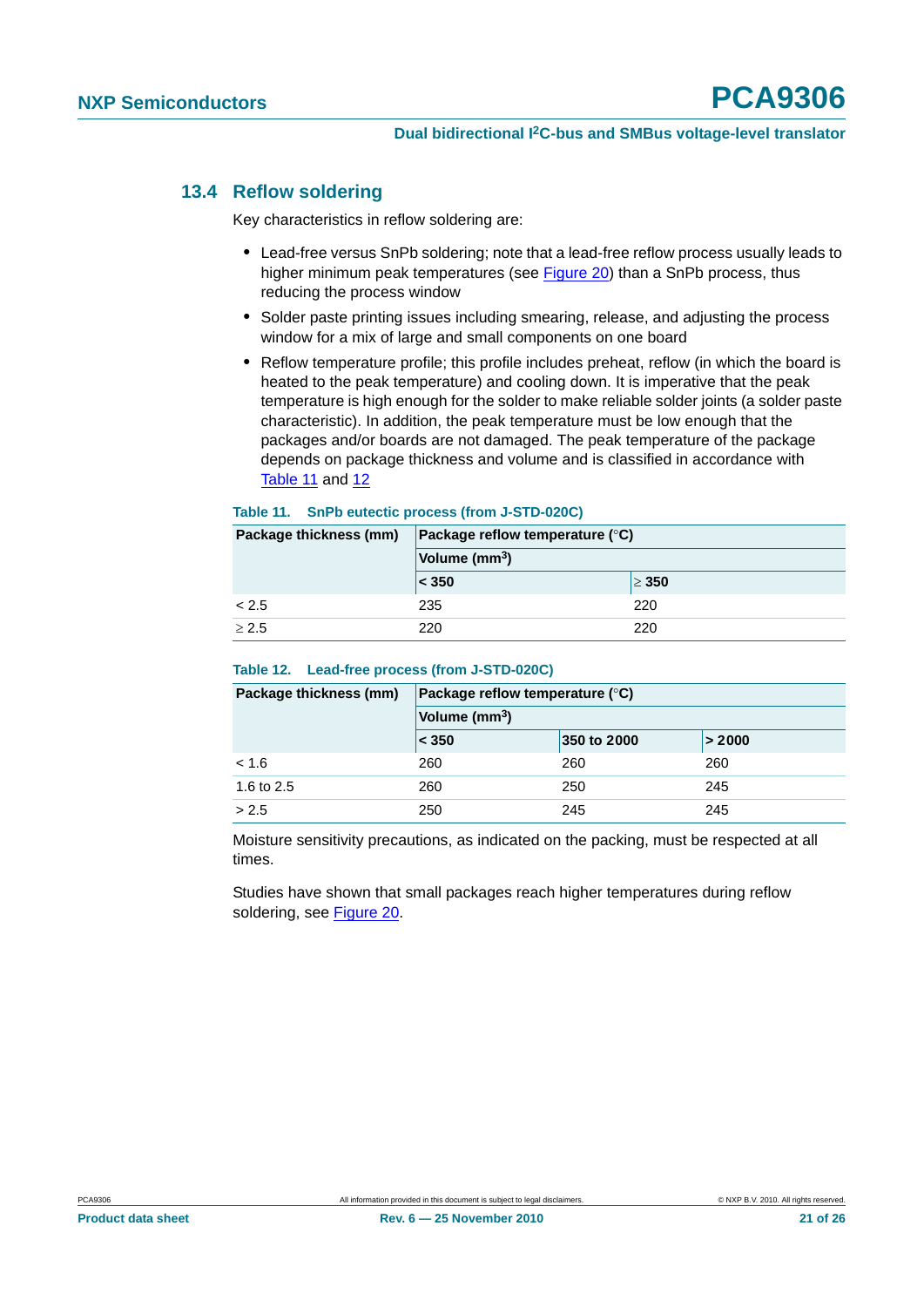### 13.4 Reflow soldering

Key characteristics in reflow soldering are:

- Lead-free versus SnPb soldering; note that a lead-free reflow process usually leads to higher minimum peak temperatures (see Figure 20) than a SnPb process, thus reducing the process window
- Solder paste printing issues including smearing, release, and adjusting the process window for a mix of large and small components on one board
- Reflow temperature profile; this profile includes preheat, reflow (in which the board is heated to the peak temperature) and cooling down. It is imperative that the peak temperature is high enough for the solder to make reliable solder joints (a solder paste characteristic). In addition, the peak temperature must be low enough that the packages and/or boards are not damaged. The peak temperature of the package depends on package thickness and volume and is classified in accordance with Table 11 and 12

**Table 11. SnPb eutectic process (from J-STD-020C)**

| Package thickness (mm) | Package reflow temperature (°C) | |
|---|---|---|
| | Volume ($mm^3$) | |
| | < 350 | ≥ 350 |
| < 2.5 | 235 | 220 |
| ≥ 2.5 | 220 | 220 |

**Table 12. Lead-free process (from J-STD-020C)**

| Package thickness (mm) | Package reflow temperature (°C) | | |
|---|---|---|---|
| | Volume ($mm^3$) | | |
| | < 350 | 350 to 2000 | > 2000 |
| < 1.6 | 260 | 260 | 260 |
| 1.6 to 2.5 | 260 | 250 | 245 |
| > 2.5 | 250 | 245 | 245 |

Moisture sensitivity precautions, as indicated on the packing, must be respected at all times.

Studies have shown that small packages reach higher temperatures during reflow soldering, see Figure 20.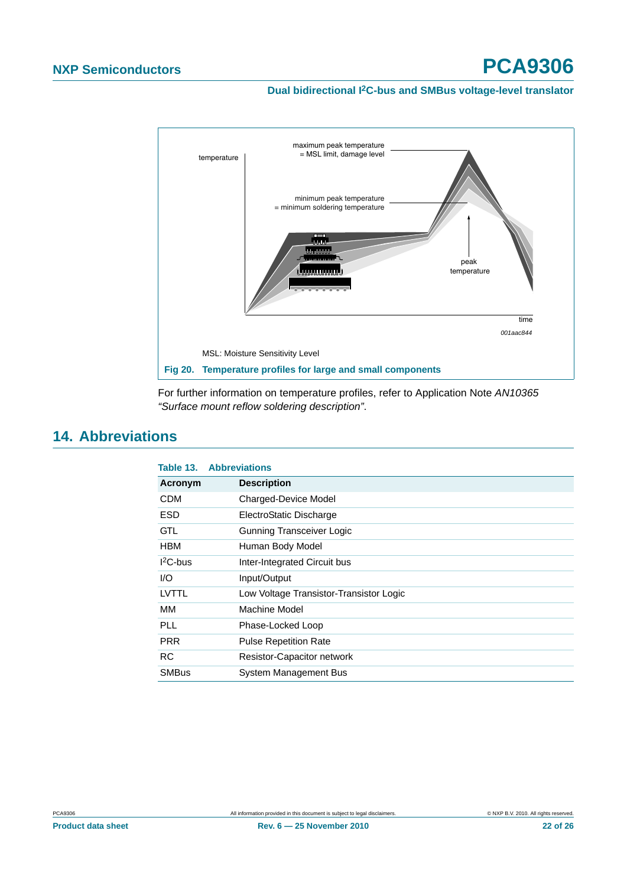MSL: Moisture Sensitivity Level

**Fig 20. Temperature profiles for large and small components**

For further information on temperature profiles, refer to Application Note *AN10365 “Surface mount reflow soldering description”*.

## 14. Abbreviations

**Table 13. Abbreviations**

| Acronym | Description |
|---|---|
| CDM | Charged-Device Model |
| ESD | ElectroStatic Discharge |
| GTL | Gunning Transceiver Logic |
| HBM | Human Body Model |
| $I^2C$-bus | Inter-Integrated Circuit bus |
| I/O | Input/Output |
| LVTTL | Low Voltage Transistor-Transistor Logic |
| MM | Machine Model |
| PLL | Phase-Locked Loop |
| PRR | Pulse Repetition Rate |
| RC | Resistor-Capacitor network |
| SMBus | System Management Bus |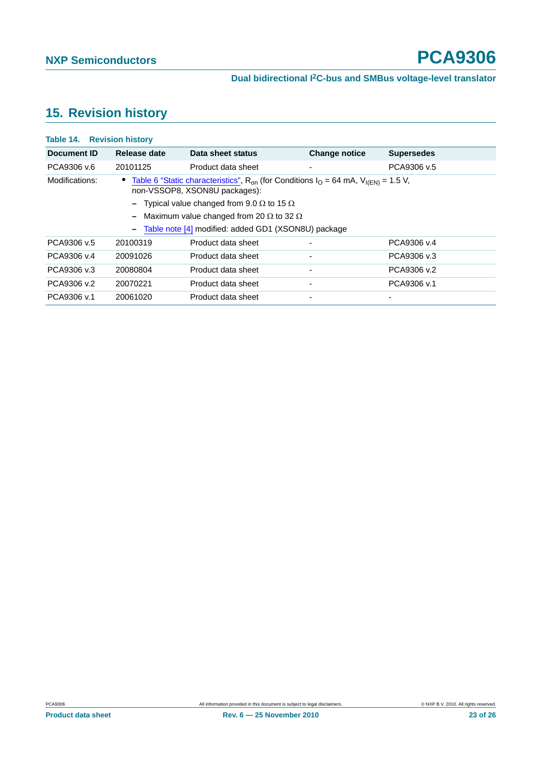## 15. Revision history

**Table 14. Revision history**

| Document ID | Release date | Data sheet status | Change notice | Supersedes |
|---|---|---|---|---|
| PCA9306 v.6 | 20101125 | Product data sheet | - | PCA9306 v.5 |
| Modifications: | • Table 6 "Static characteristics", $R_{on}$ (for Conditions $I_O$ = 64 mA, $V_{I(EN)}$ = 1.5 V, non-VSSOP8, XSON8U packages): – Typical value changed from 9.0 Ω to 15 Ω – Maximum value changed from 20 Ω to 32 Ω – Table note [4] modified: added GD1 (XSON8U) package | | | |
| PCA9306 v.5 | 20100319 | Product data sheet | - | PCA9306 v.4 |
| PCA9306 v.4 | 20091026 | Product data sheet | - | PCA9306 v.3 |
| PCA9306 v.3 | 20080804 | Product data sheet | - | PCA9306 v.2 |
| PCA9306 v.2 | 20070221 | Product data sheet | - | PCA9306 v.1 |
| PCA9306 v.1 | 20061020 | Product data sheet | - | - |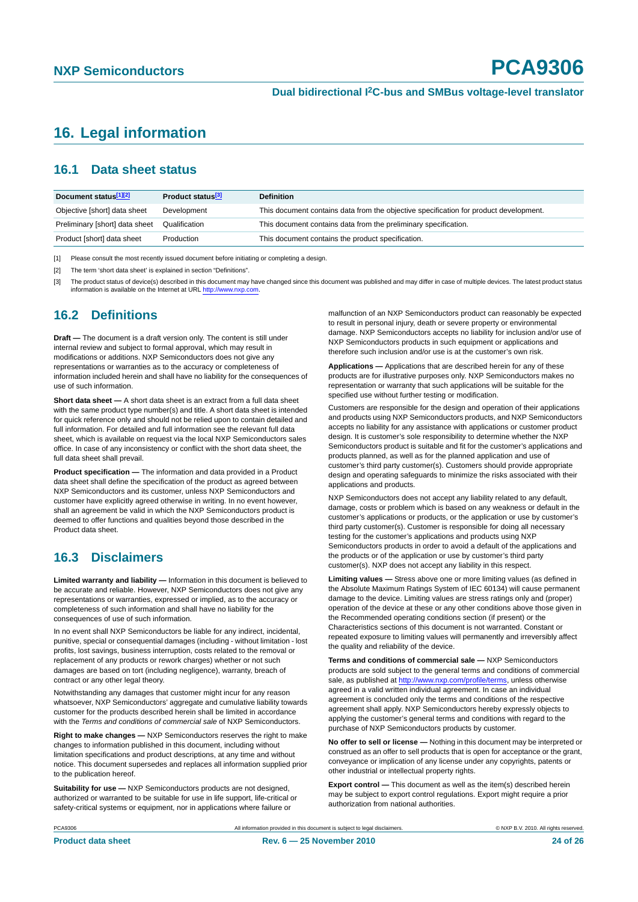# 16. Legal information

## 16.1 Data sheet status

| Document status[1][2] | Product status[3] | Definition |
|---|---|---|
| Objective [short] data sheet | Development | This document contains data from the objective specification for product development. |
| Preliminary [short] data sheet | Qualification | This document contains data from the preliminary specification. |
| Product [short] data sheet | Production | This document contains the product specification. |

[1] Please consult the most recently issued document before initiating or completing a design.

[2] The term 'short data sheet' is explained in section "Definitions".

[3] The product status of device(s) described in this document may have changed since this document was published and may differ in case of multiple devices. The latest product status information is available on the Internet at URL http://www.nxp.com.

## 16.2 Definitions

**Draft —** The document is a draft version only. The content is still under internal review and subject to formal approval, which may result in modifications or additions. NXP Semiconductors does not give any representations or warranties as to the accuracy or completeness of information included herein and shall have no liability for the consequences of use of such information.

**Short data sheet —** A short data sheet is an extract from a full data sheet with the same product type number(s) and title. A short data sheet is intended for quick reference only and should not be relied upon to contain detailed and full information. For detailed and full information see the relevant full data sheet, which is available on request via the local NXP Semiconductors sales office. In case of any inconsistency or conflict with the short data sheet, the full data sheet shall prevail.

**Product specification —** The information and data provided in a Product data sheet shall define the specification of the product as agreed between NXP Semiconductors and its customer, unless NXP Semiconductors and customer have explicitly agreed otherwise in writing. In no event however, shall an agreement be valid in which the NXP Semiconductors product is deemed to offer functions and qualities beyond those described in the Product data sheet.

## 16.3 Disclaimers

**Limited warranty and liability —** Information in this document is believed to be accurate and reliable. However, NXP Semiconductors does not give any representations or warranties, expressed or implied, as to the accuracy or completeness of such information and shall have no liability for the consequences of use of such information.

In no event shall NXP Semiconductors be liable for any indirect, incidental, punitive, special or consequential damages (including - without limitation - lost profits, lost savings, business interruption, costs related to the removal or replacement of any products or rework charges) whether or not such damages are based on tort (including negligence), warranty, breach of contract or any other legal theory.

Notwithstanding any damages that customer might incur for any reason whatsoever, NXP Semiconductors' aggregate and cumulative liability towards customer for the products described herein shall be limited in accordance with the *Terms and conditions of commercial sale* of NXP Semiconductors.

**Right to make changes —** NXP Semiconductors reserves the right to make changes to information published in this document, including without limitation specifications and product descriptions, at any time and without notice. This document supersedes and replaces all information supplied prior to the publication hereof.

**Suitability for use —** NXP Semiconductors products are not designed, authorized or warranted to be suitable for use in life support, life-critical or safety-critical systems or equipment, nor in applications where failure or malfunction of an NXP Semiconductors product can reasonably be expected to result in personal injury, death or severe property or environmental damage. NXP Semiconductors accepts no liability for inclusion and/or use of NXP Semiconductors products in such equipment or applications and therefore such inclusion and/or use is at the customer's own risk.

**Applications —** Applications that are described herein for any of these products are for illustrative purposes only. NXP Semiconductors makes no representation or warranty that such applications will be suitable for the specified use without further testing or modification.

Customers are responsible for the design and operation of their applications and products using NXP Semiconductors products, and NXP Semiconductors accepts no liability for any assistance with applications or customer product design. It is customer's sole responsibility to determine whether the NXP Semiconductors product is suitable and fit for the customer's applications and products planned, as well as for the planned application and use of customer's third party customer(s). Customers should provide appropriate design and operating safeguards to minimize the risks associated with their applications and products.

NXP Semiconductors does not accept any liability related to any default, damage, costs or problem which is based on any weakness or default in the customer's applications or products, or the application or use by customer's third party customer(s). Customer is responsible for doing all necessary testing for the customer's applications and products using NXP Semiconductors products in order to avoid a default of the applications and the products or of the application or use by customer's third party customer(s). NXP does not accept any liability in this respect.

**Limiting values —** Stress above one or more limiting values (as defined in the Absolute Maximum Ratings System of IEC 60134) will cause permanent damage to the device. Limiting values are stress ratings only and (proper) operation of the device at these or any other conditions above those given in the Recommended operating conditions section (if present) or the Characteristics sections of this document is not warranted. Constant or repeated exposure to limiting values will permanently and irreversibly affect the quality and reliability of the device.

**Terms and conditions of commercial sale —** NXP Semiconductors products are sold subject to the general terms and conditions of commercial sale, as published at http://www.nxp.com/profile/terms, unless otherwise agreed in a valid written individual agreement. In case an individual agreement is concluded only the terms and conditions of the respective agreement shall apply. NXP Semiconductors hereby expressly objects to applying the customer's general terms and conditions with regard to the purchase of NXP Semiconductors products by customer.

**No offer to sell or license —** Nothing in this document may be interpreted or construed as an offer to sell products that is open for acceptance or the grant, conveyance or implication of any license under any copyrights, patents or other industrial or intellectual property rights.

**Export control —** This document as well as the item(s) described herein may be subject to export control regulations. Export might require a prior authorization from national authorities.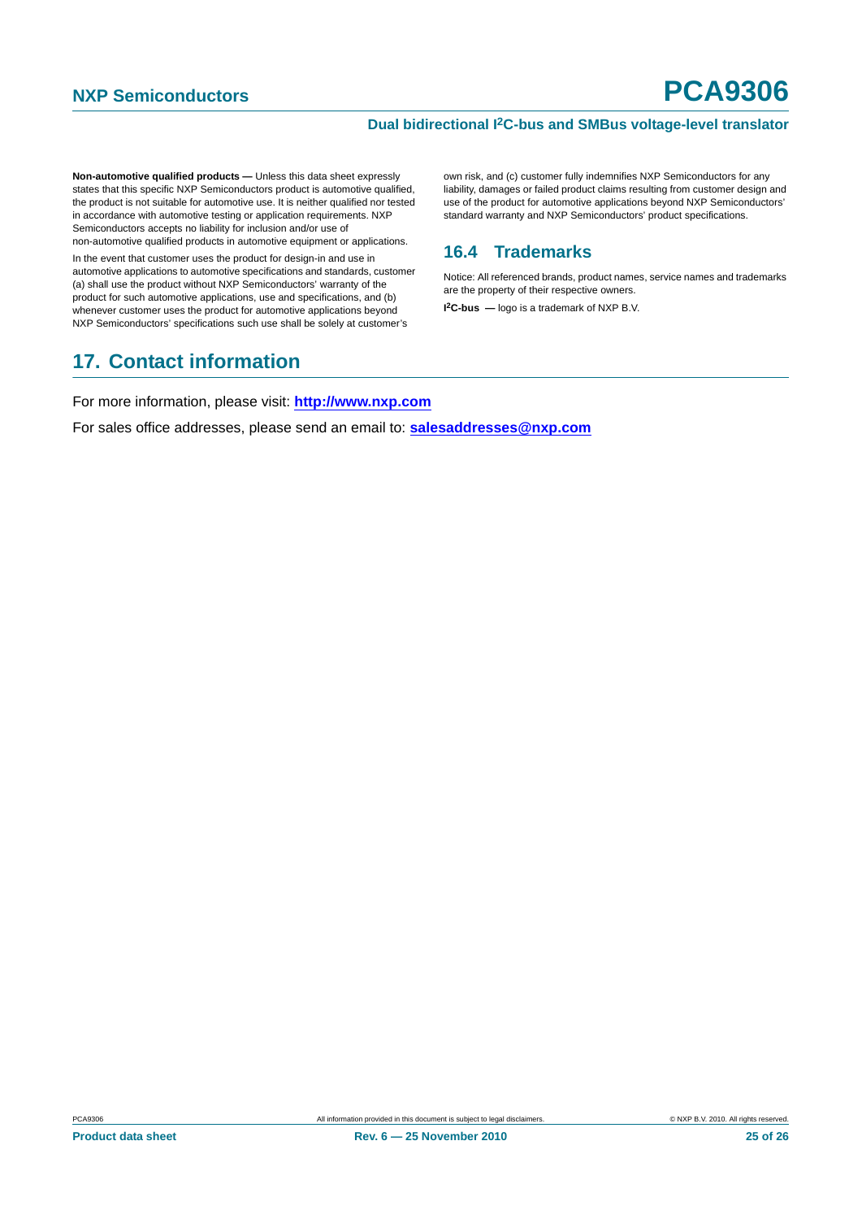**Non-automotive qualified products —** Unless this data sheet expressly states that this specific NXP Semiconductors product is automotive qualified, the product is not suitable for automotive use. It is neither qualified nor tested in accordance with automotive testing or application requirements. NXP Semiconductors accepts no liability for inclusion and/or use of non-automotive qualified products in automotive equipment or applications.

In the event that customer uses the product for design-in and use in automotive applications to automotive specifications and standards, customer (a) shall use the product without NXP Semiconductors' warranty of the product for such automotive applications, use and specifications, and (b) whenever customer uses the product for automotive applications beyond NXP Semiconductors' specifications such use shall be solely at customer's own risk, and (c) customer fully indemnifies NXP Semiconductors for any liability, damages or failed product claims resulting from customer design and use of the product for automotive applications beyond NXP Semiconductors' standard warranty and NXP Semiconductors' product specifications.

### 16.4 Trademarks

Notice: All referenced brands, product names, service names and trademarks are the property of their respective owners.

**I²C-bus —** logo is a trademark of NXP B.V.

## 17. Contact information

For more information, please visit: **http://www.nxp.com**

For sales office addresses, please send an email to: **salesaddresses@nxp.com**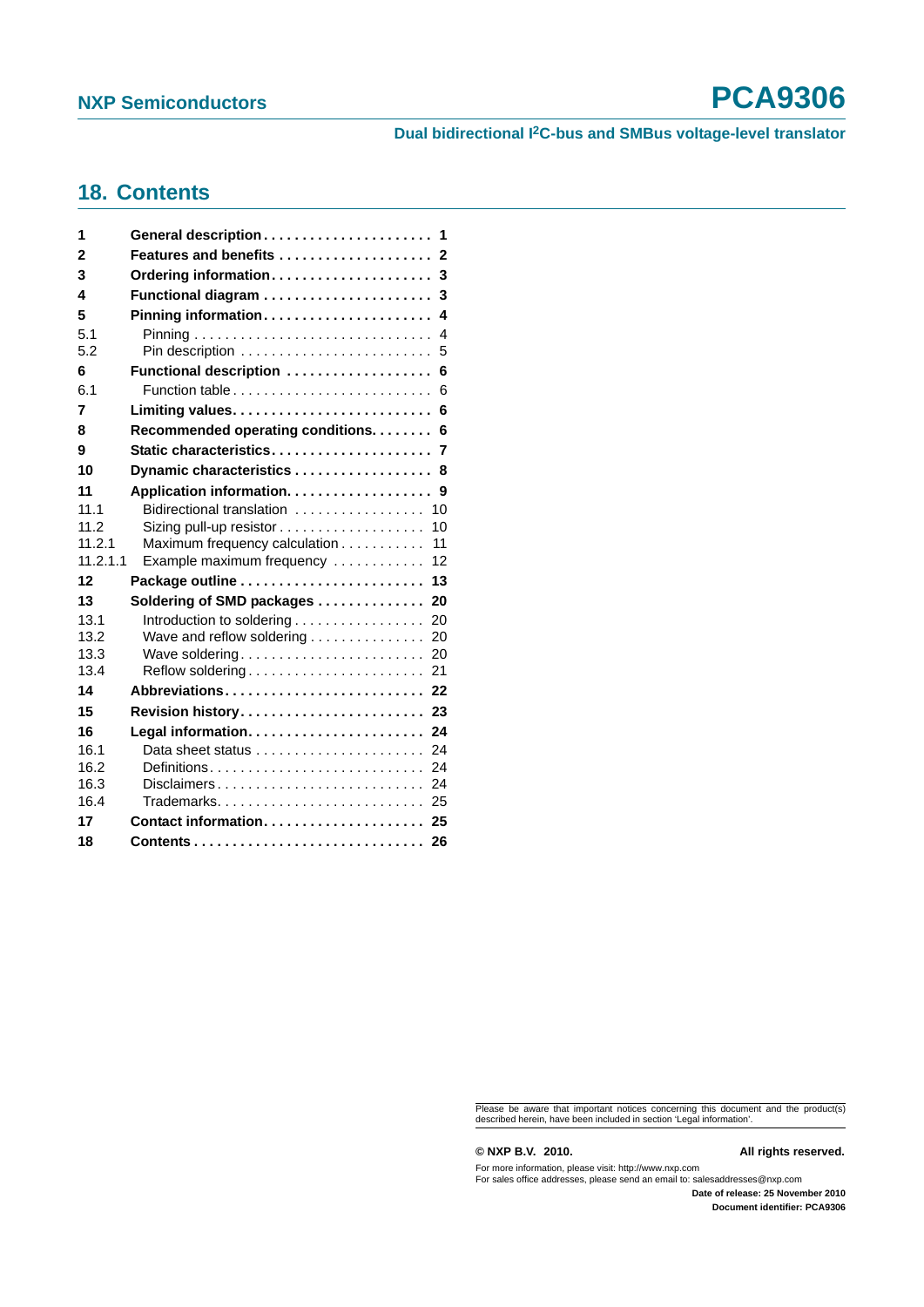## 18. Contents

| | | |
|---|---|---|
| **1** | **General description** | **1** |
| **2** | **Features and benefits** | **2** |
| **3** | **Ordering information** | **3** |
| **4** | **Functional diagram** | **3** |
| **5** | **Pinning information** | **4** |
| 5.1 | Pinning | 4 |
| 5.2 | Pin description | 5 |
| **6** | **Functional description** | **6** |
| 6.1 | Function table | 6 |
| **7** | **Limiting values** | **6** |
| **8** | **Recommended operating conditions** | **6** |
| **9** | **Static characteristics** | **7** |
| **10** | **Dynamic characteristics** | **8** |
| **11** | **Application information** | **9** |
| 11.1 | Bidirectional translation | 10 |
| 11.2 | Sizing pull-up resistor | 10 |
| 11.2.1 | Maximum frequency calculation | 11 |
| 11.2.1.1 | Example maximum frequency | 12 |
| **12** | **Package outline** | **13** |
| **13** | **Soldering of SMD packages** | **20** |
| 13.1 | Introduction to soldering | 20 |
| 13.2 | Wave and reflow soldering | 20 |
| 13.3 | Wave soldering | 20 |
| 13.4 | Reflow soldering | 21 |
| **14** | **Abbreviations** | **22** |
| **15** | **Revision history** | **23** |
| **16** | **Legal information** | **24** |
| 16.1 | Data sheet status | 24 |
| 16.2 | Definitions | 24 |
| 16.3 | Disclaimers | 24 |
| 16.4 | Trademarks | 25 |
| **17** | **Contact information** | **25** |
| **18** | **Contents** | **26** |

Please be aware that important notices concerning this document and the product(s) described herein, have been included in section 'Legal information'.

**© NXP B.V. 2010.** **All rights reserved.**

For more information, please visit: http://www.nxp.com
For sales office addresses, please send an email to: salesaddresses@nxp.com

**Date of release: 25 November 2010**
**Document identifier: PCA9306**